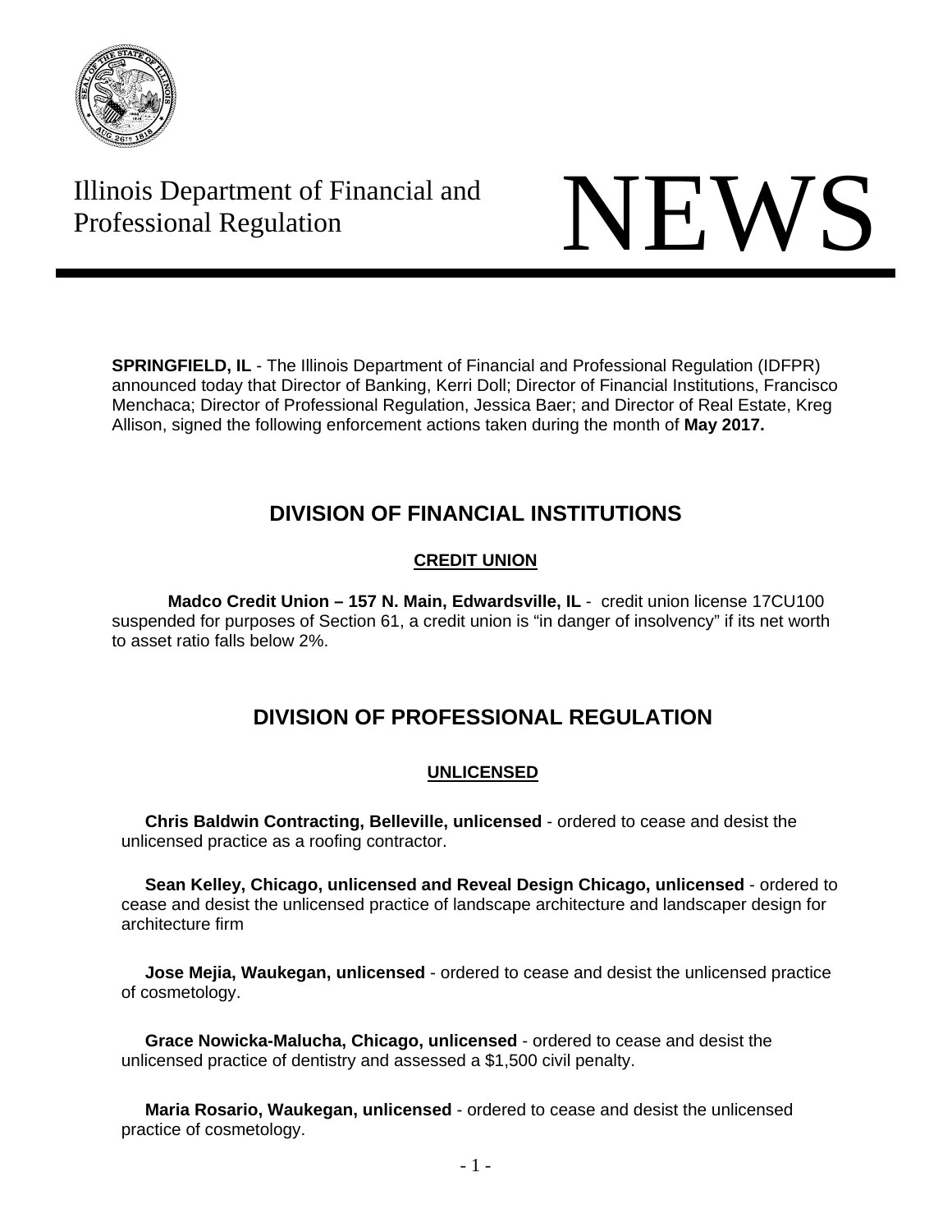Illinois Department of Financial and Professional Regulation

# NEWS

**SPRINGFIELD, IL** - The Illinois Department of Financial and Professional Regulation (IDFPR) announced today that Director of Banking, Kerri Doll; Director of Financial Institutions, Francisco Menchaca; Director of Professional Regulation, Jessica Baer; and Director of Real Estate, Kreg Allison, signed the following enforcement actions taken during the month of **May 2017.**

## DIVISION OF FINANCIAL INSTITUTIONS

### CREDIT UNION

**Madco Credit Union – 157 N. Main, Edwardsville, IL** - credit union license 17CU100 suspended for purposes of Section 61, a credit union is "in danger of insolvency" if its net worth to asset ratio falls below 2%.

## DIVISION OF PROFESSIONAL REGULATION

### UNLICENSED

**Chris Baldwin Contracting, Belleville, unlicensed** - ordered to cease and desist the unlicensed practice as a roofing contractor.

**Sean Kelley, Chicago, unlicensed and Reveal Design Chicago, unlicensed** - ordered to cease and desist the unlicensed practice of landscape architecture and landscaper design for architecture firm

**Jose Mejia, Waukegan, unlicensed** - ordered to cease and desist the unlicensed practice of cosmetology.

**Grace Nowicka-Malucha, Chicago, unlicensed** - ordered to cease and desist the unlicensed practice of dentistry and assessed a $1,500 civil penalty.

**Maria Rosario, Waukegan, unlicensed** - ordered to cease and desist the unlicensed practice of cosmetology.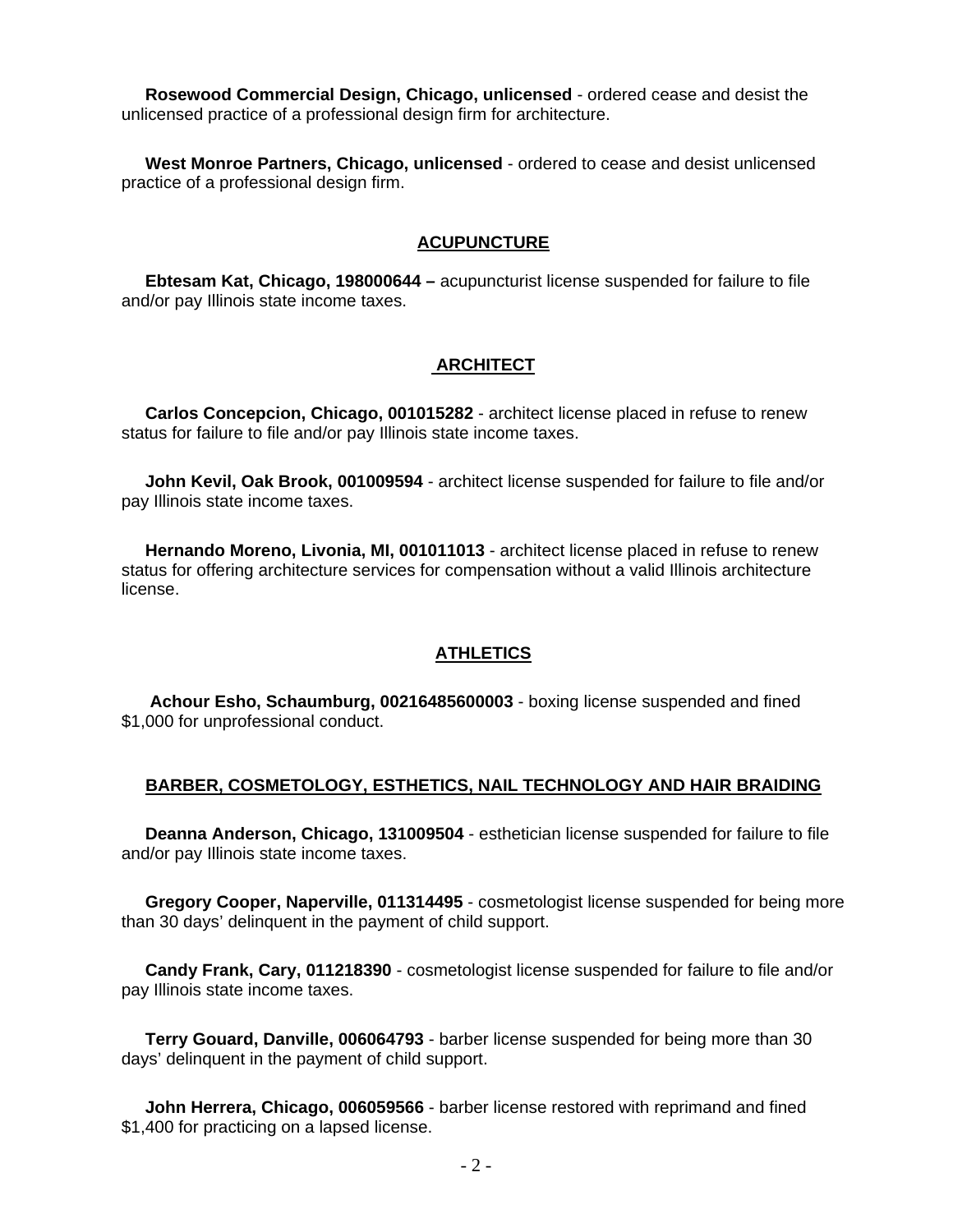**Rosewood Commercial Design, Chicago, unlicensed** - ordered cease and desist the unlicensed practice of a professional design firm for architecture.

**West Monroe Partners, Chicago, unlicensed** - ordered to cease and desist unlicensed practice of a professional design firm.

## ACUPUNCTURE

**Ebtesam Kat, Chicago, 198000644 –** acupuncturist license suspended for failure to file and/or pay Illinois state income taxes.

## ARCHITECT

**Carlos Concepcion, Chicago, 001015282** - architect license placed in refuse to renew status for failure to file and/or pay Illinois state income taxes.

**John Kevil, Oak Brook, 001009594** - architect license suspended for failure to file and/or pay Illinois state income taxes.

**Hernando Moreno, Livonia, MI, 001011013** - architect license placed in refuse to renew status for offering architecture services for compensation without a valid Illinois architecture license.

## ATHLETICS

**Achour Esho, Schaumburg, 00216485600003** - boxing license suspended and fined $1,000 for unprofessional conduct.

## BARBER, COSMETOLOGY, ESTHETICS, NAIL TECHNOLOGY AND HAIR BRAIDING

**Deanna Anderson, Chicago, 131009504** - esthetician license suspended for failure to file and/or pay Illinois state income taxes.

**Gregory Cooper, Naperville, 011314495** - cosmetologist license suspended for being more than 30 days' delinquent in the payment of child support.

**Candy Frank, Cary, 011218390** - cosmetologist license suspended for failure to file and/or pay Illinois state income taxes.

**Terry Gouard, Danville, 006064793** - barber license suspended for being more than 30 days' delinquent in the payment of child support.

**John Herrera, Chicago, 006059566** - barber license restored with reprimand and fined $1,400 for practicing on a lapsed license.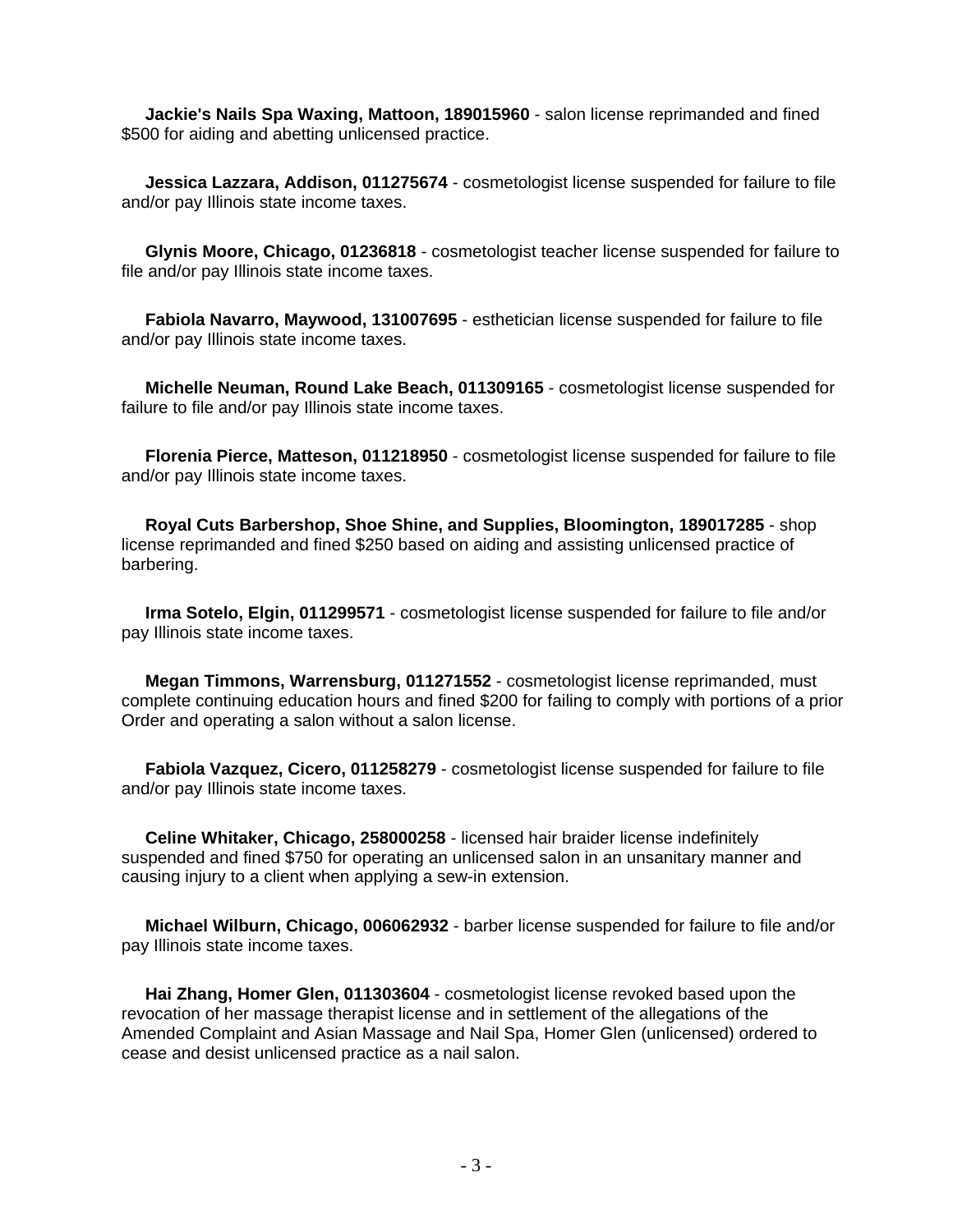**Jackie's Nails Spa Waxing, Mattoon, 189015960** - salon license reprimanded and fined $500 for aiding and abetting unlicensed practice.

**Jessica Lazzara, Addison, 011275674** - cosmetologist license suspended for failure to file and/or pay Illinois state income taxes.

**Glynis Moore, Chicago, 01236818** - cosmetologist teacher license suspended for failure to file and/or pay Illinois state income taxes.

**Fabiola Navarro, Maywood, 131007695** - esthetician license suspended for failure to file and/or pay Illinois state income taxes.

**Michelle Neuman, Round Lake Beach, 011309165** - cosmetologist license suspended for failure to file and/or pay Illinois state income taxes.

**Florenia Pierce, Matteson, 011218950** - cosmetologist license suspended for failure to file and/or pay Illinois state income taxes.

**Royal Cuts Barbershop, Shoe Shine, and Supplies, Bloomington, 189017285** - shop license reprimanded and fined $250 based on aiding and assisting unlicensed practice of barbering.

**Irma Sotelo, Elgin, 011299571** - cosmetologist license suspended for failure to file and/or pay Illinois state income taxes.

**Megan Timmons, Warrensburg, 011271552** - cosmetologist license reprimanded, must complete continuing education hours and fined $200 for failing to comply with portions of a prior Order and operating a salon without a salon license.

**Fabiola Vazquez, Cicero, 011258279** - cosmetologist license suspended for failure to file and/or pay Illinois state income taxes.

**Celine Whitaker, Chicago, 258000258** - licensed hair braider license indefinitely suspended and fined $750 for operating an unlicensed salon in an unsanitary manner and causing injury to a client when applying a sew-in extension.

**Michael Wilburn, Chicago, 006062932** - barber license suspended for failure to file and/or pay Illinois state income taxes.

**Hai Zhang, Homer Glen, 011303604** - cosmetologist license revoked based upon the revocation of her massage therapist license and in settlement of the allegations of the Amended Complaint and Asian Massage and Nail Spa, Homer Glen (unlicensed) ordered to cease and desist unlicensed practice as a nail salon.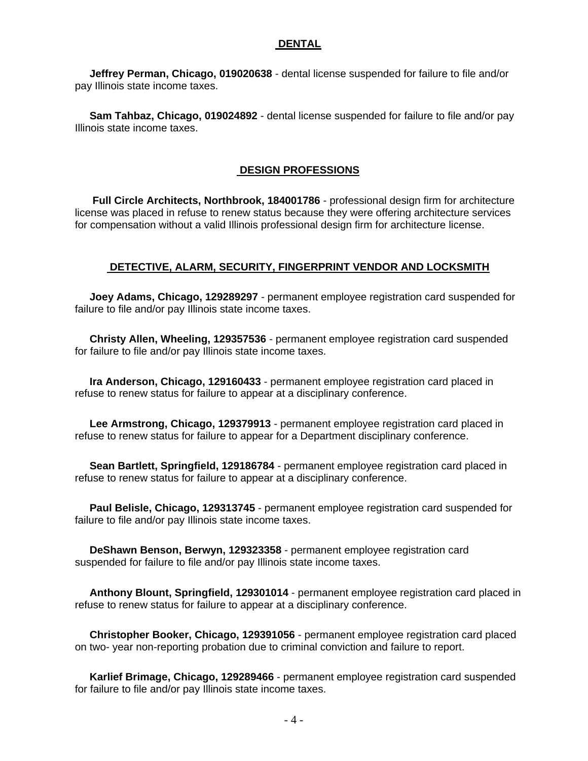## DENTAL

**Jeffrey Perman, Chicago, 019020638** - dental license suspended for failure to file and/or pay Illinois state income taxes.

**Sam Tahbaz, Chicago, 019024892** - dental license suspended for failure to file and/or pay Illinois state income taxes.

## DESIGN PROFESSIONS

**Full Circle Architects, Northbrook, 184001786** - professional design firm for architecture license was placed in refuse to renew status because they were offering architecture services for compensation without a valid Illinois professional design firm for architecture license.

## DETECTIVE, ALARM, SECURITY, FINGERPRINT VENDOR AND LOCKSMITH

**Joey Adams, Chicago, 129289297** - permanent employee registration card suspended for failure to file and/or pay Illinois state income taxes.

**Christy Allen, Wheeling, 129357536** - permanent employee registration card suspended for failure to file and/or pay Illinois state income taxes.

**Ira Anderson, Chicago, 129160433** - permanent employee registration card placed in refuse to renew status for failure to appear at a disciplinary conference.

**Lee Armstrong, Chicago, 129379913** - permanent employee registration card placed in refuse to renew status for failure to appear for a Department disciplinary conference.

**Sean Bartlett, Springfield, 129186784** - permanent employee registration card placed in refuse to renew status for failure to appear at a disciplinary conference.

**Paul Belisle, Chicago, 129313745** - permanent employee registration card suspended for failure to file and/or pay Illinois state income taxes.

**DeShawn Benson, Berwyn, 129323358** - permanent employee registration card suspended for failure to file and/or pay Illinois state income taxes.

**Anthony Blount, Springfield, 129301014** - permanent employee registration card placed in refuse to renew status for failure to appear at a disciplinary conference.

**Christopher Booker, Chicago, 129391056** - permanent employee registration card placed on two- year non-reporting probation due to criminal conviction and failure to report.

**Karlief Brimage, Chicago, 129289466** - permanent employee registration card suspended for failure to file and/or pay Illinois state income taxes.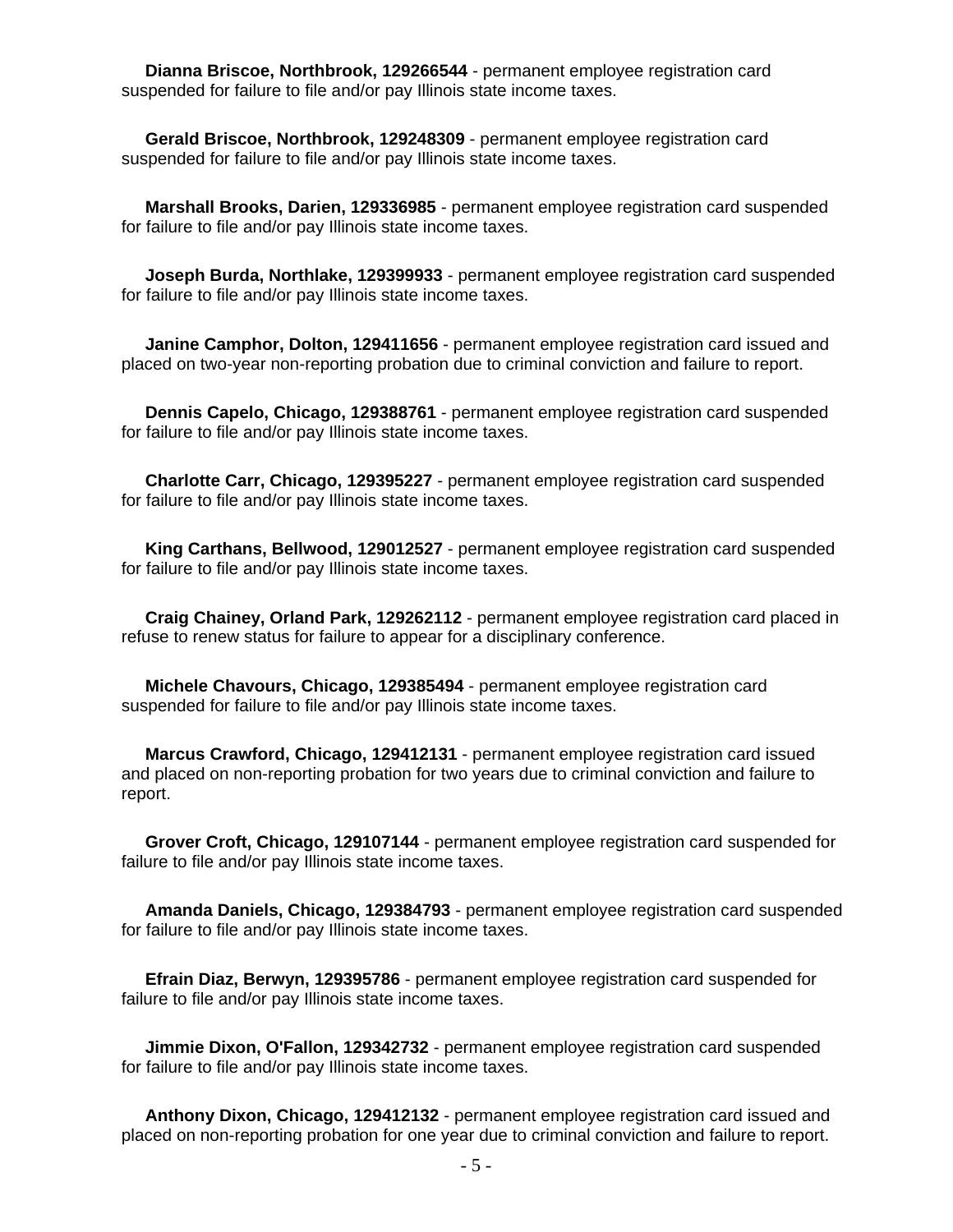**Dianna Briscoe, Northbrook, 129266544** - permanent employee registration card suspended for failure to file and/or pay Illinois state income taxes.

**Gerald Briscoe, Northbrook, 129248309** - permanent employee registration card suspended for failure to file and/or pay Illinois state income taxes.

**Marshall Brooks, Darien, 129336985** - permanent employee registration card suspended for failure to file and/or pay Illinois state income taxes.

**Joseph Burda, Northlake, 129399933** - permanent employee registration card suspended for failure to file and/or pay Illinois state income taxes.

**Janine Camphor, Dolton, 129411656** - permanent employee registration card issued and placed on two-year non-reporting probation due to criminal conviction and failure to report.

**Dennis Capelo, Chicago, 129388761** - permanent employee registration card suspended for failure to file and/or pay Illinois state income taxes.

**Charlotte Carr, Chicago, 129395227** - permanent employee registration card suspended for failure to file and/or pay Illinois state income taxes.

**King Carthans, Bellwood, 129012527** - permanent employee registration card suspended for failure to file and/or pay Illinois state income taxes.

**Craig Chainey, Orland Park, 129262112** - permanent employee registration card placed in refuse to renew status for failure to appear for a disciplinary conference.

**Michele Chavours, Chicago, 129385494** - permanent employee registration card suspended for failure to file and/or pay Illinois state income taxes.

**Marcus Crawford, Chicago, 129412131** - permanent employee registration card issued and placed on non-reporting probation for two years due to criminal conviction and failure to report.

**Grover Croft, Chicago, 129107144** - permanent employee registration card suspended for failure to file and/or pay Illinois state income taxes.

**Amanda Daniels, Chicago, 129384793** - permanent employee registration card suspended for failure to file and/or pay Illinois state income taxes.

**Efrain Diaz, Berwyn, 129395786** - permanent employee registration card suspended for failure to file and/or pay Illinois state income taxes.

**Jimmie Dixon, O'Fallon, 129342732** - permanent employee registration card suspended for failure to file and/or pay Illinois state income taxes.

**Anthony Dixon, Chicago, 129412132** - permanent employee registration card issued and placed on non-reporting probation for one year due to criminal conviction and failure to report.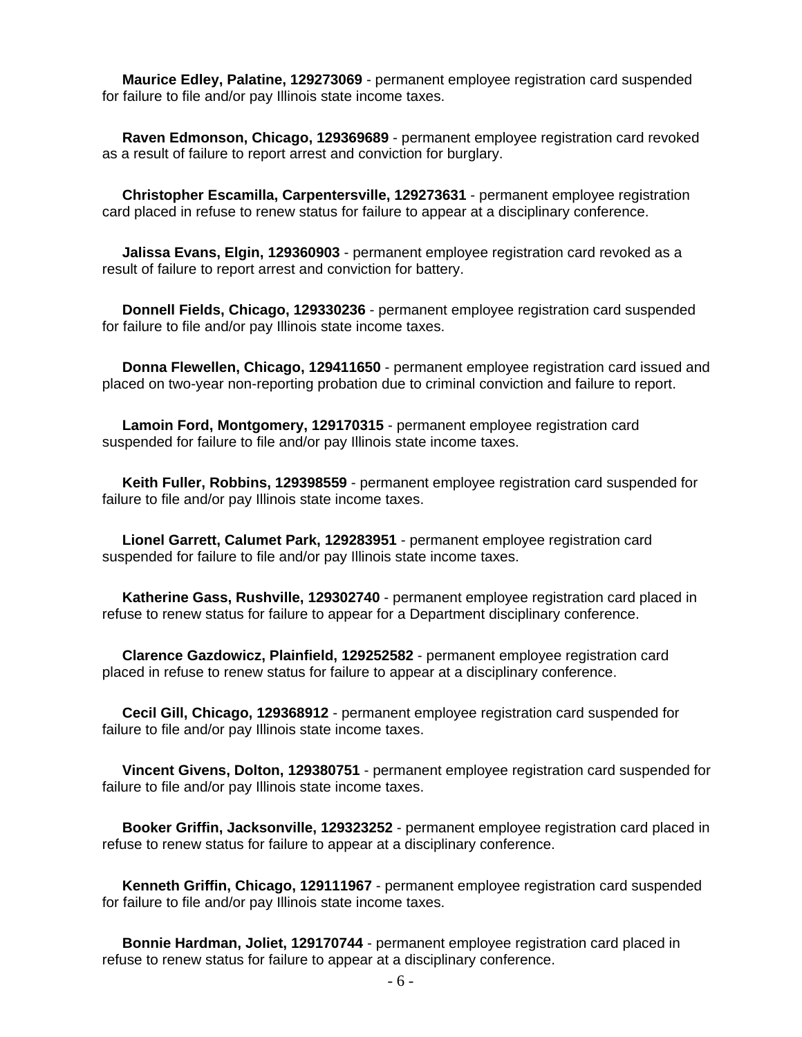**Maurice Edley, Palatine, 129273069** - permanent employee registration card suspended for failure to file and/or pay Illinois state income taxes.

**Raven Edmonson, Chicago, 129369689** - permanent employee registration card revoked as a result of failure to report arrest and conviction for burglary.

**Christopher Escamilla, Carpentersville, 129273631** - permanent employee registration card placed in refuse to renew status for failure to appear at a disciplinary conference.

**Jalissa Evans, Elgin, 129360903** - permanent employee registration card revoked as a result of failure to report arrest and conviction for battery.

**Donnell Fields, Chicago, 129330236** - permanent employee registration card suspended for failure to file and/or pay Illinois state income taxes.

**Donna Flewellen, Chicago, 129411650** - permanent employee registration card issued and placed on two-year non-reporting probation due to criminal conviction and failure to report.

**Lamoin Ford, Montgomery, 129170315** - permanent employee registration card suspended for failure to file and/or pay Illinois state income taxes.

**Keith Fuller, Robbins, 129398559** - permanent employee registration card suspended for failure to file and/or pay Illinois state income taxes.

**Lionel Garrett, Calumet Park, 129283951** - permanent employee registration card suspended for failure to file and/or pay Illinois state income taxes.

**Katherine Gass, Rushville, 129302740** - permanent employee registration card placed in refuse to renew status for failure to appear for a Department disciplinary conference.

**Clarence Gazdowicz, Plainfield, 129252582** - permanent employee registration card placed in refuse to renew status for failure to appear at a disciplinary conference.

**Cecil Gill, Chicago, 129368912** - permanent employee registration card suspended for failure to file and/or pay Illinois state income taxes.

**Vincent Givens, Dolton, 129380751** - permanent employee registration card suspended for failure to file and/or pay Illinois state income taxes.

**Booker Griffin, Jacksonville, 129323252** - permanent employee registration card placed in refuse to renew status for failure to appear at a disciplinary conference.

**Kenneth Griffin, Chicago, 129111967** - permanent employee registration card suspended for failure to file and/or pay Illinois state income taxes.

**Bonnie Hardman, Joliet, 129170744** - permanent employee registration card placed in refuse to renew status for failure to appear at a disciplinary conference.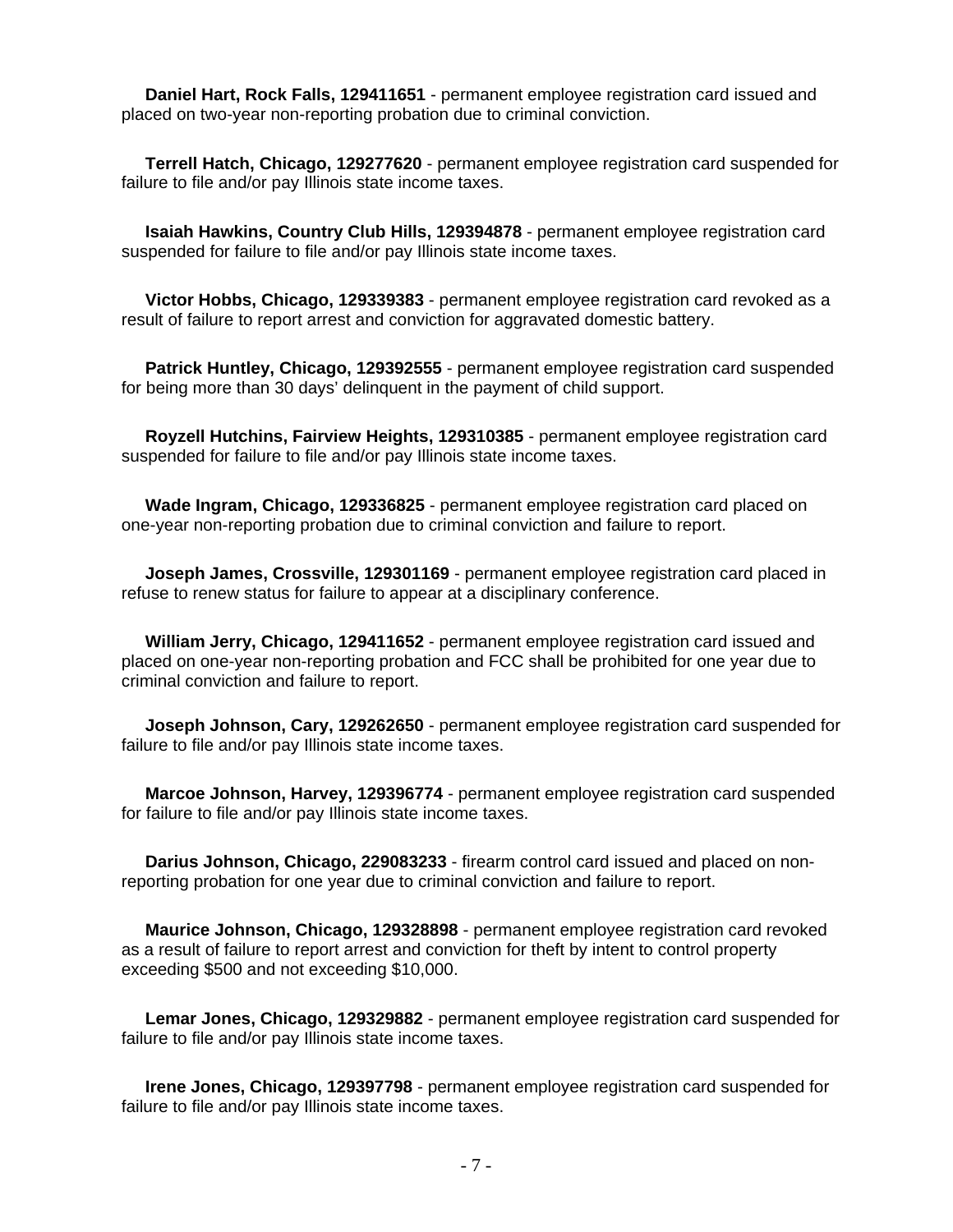**Daniel Hart, Rock Falls, 129411651** - permanent employee registration card issued and placed on two-year non-reporting probation due to criminal conviction.

**Terrell Hatch, Chicago, 129277620** - permanent employee registration card suspended for failure to file and/or pay Illinois state income taxes.

**Isaiah Hawkins, Country Club Hills, 129394878** - permanent employee registration card suspended for failure to file and/or pay Illinois state income taxes.

**Victor Hobbs, Chicago, 129339383** - permanent employee registration card revoked as a result of failure to report arrest and conviction for aggravated domestic battery.

**Patrick Huntley, Chicago, 129392555** - permanent employee registration card suspended for being more than 30 days' delinquent in the payment of child support.

**Royzell Hutchins, Fairview Heights, 129310385** - permanent employee registration card suspended for failure to file and/or pay Illinois state income taxes.

**Wade Ingram, Chicago, 129336825** - permanent employee registration card placed on one-year non-reporting probation due to criminal conviction and failure to report.

**Joseph James, Crossville, 129301169** - permanent employee registration card placed in refuse to renew status for failure to appear at a disciplinary conference.

**William Jerry, Chicago, 129411652** - permanent employee registration card issued and placed on one-year non-reporting probation and FCC shall be prohibited for one year due to criminal conviction and failure to report.

**Joseph Johnson, Cary, 129262650** - permanent employee registration card suspended for failure to file and/or pay Illinois state income taxes.

**Marcoe Johnson, Harvey, 129396774** - permanent employee registration card suspended for failure to file and/or pay Illinois state income taxes.

**Darius Johnson, Chicago, 229083233** - firearm control card issued and placed on non-reporting probation for one year due to criminal conviction and failure to report.

**Maurice Johnson, Chicago, 129328898** - permanent employee registration card revoked as a result of failure to report arrest and conviction for theft by intent to control property exceeding $500 and not exceeding $10,000.

**Lemar Jones, Chicago, 129329882** - permanent employee registration card suspended for failure to file and/or pay Illinois state income taxes.

**Irene Jones, Chicago, 129397798** - permanent employee registration card suspended for failure to file and/or pay Illinois state income taxes.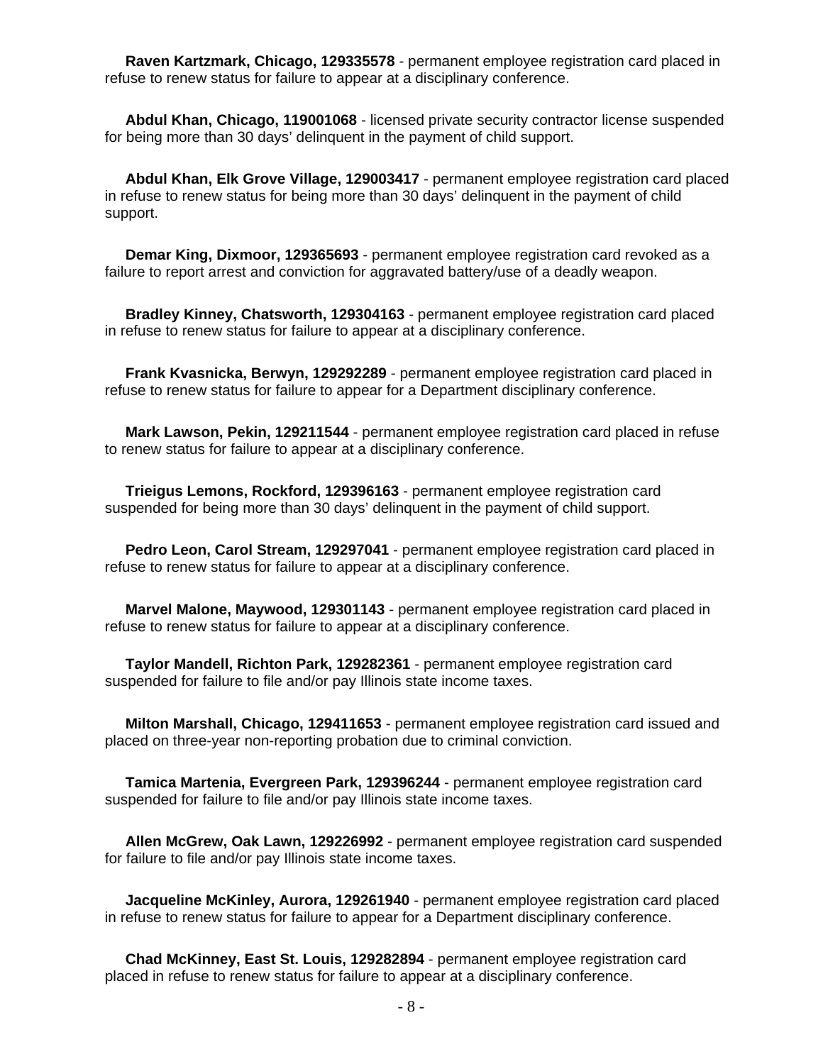**Raven Kartzmark, Chicago, 129335578** - permanent employee registration card placed in refuse to renew status for failure to appear at a disciplinary conference.

**Abdul Khan, Chicago, 119001068** - licensed private security contractor license suspended for being more than 30 days' delinquent in the payment of child support.

**Abdul Khan, Elk Grove Village, 129003417** - permanent employee registration card placed in refuse to renew status for being more than 30 days' delinquent in the payment of child support.

**Demar King, Dixmoor, 129365693** - permanent employee registration card revoked as a failure to report arrest and conviction for aggravated battery/use of a deadly weapon.

**Bradley Kinney, Chatsworth, 129304163** - permanent employee registration card placed in refuse to renew status for failure to appear at a disciplinary conference.

**Frank Kvasnicka, Berwyn, 129292289** - permanent employee registration card placed in refuse to renew status for failure to appear for a Department disciplinary conference.

**Mark Lawson, Pekin, 129211544** - permanent employee registration card placed in refuse to renew status for failure to appear at a disciplinary conference.

**Trieigus Lemons, Rockford, 129396163** - permanent employee registration card suspended for being more than 30 days' delinquent in the payment of child support.

**Pedro Leon, Carol Stream, 129297041** - permanent employee registration card placed in refuse to renew status for failure to appear at a disciplinary conference.

**Marvel Malone, Maywood, 129301143** - permanent employee registration card placed in refuse to renew status for failure to appear at a disciplinary conference.

**Taylor Mandell, Richton Park, 129282361** - permanent employee registration card suspended for failure to file and/or pay Illinois state income taxes.

**Milton Marshall, Chicago, 129411653** - permanent employee registration card issued and placed on three-year non-reporting probation due to criminal conviction.

**Tamica Martenia, Evergreen Park, 129396244** - permanent employee registration card suspended for failure to file and/or pay Illinois state income taxes.

**Allen McGrew, Oak Lawn, 129226992** - permanent employee registration card suspended for failure to file and/or pay Illinois state income taxes.

**Jacqueline McKinley, Aurora, 129261940** - permanent employee registration card placed in refuse to renew status for failure to appear for a Department disciplinary conference.

**Chad McKinney, East St. Louis, 129282894** - permanent employee registration card placed in refuse to renew status for failure to appear at a disciplinary conference.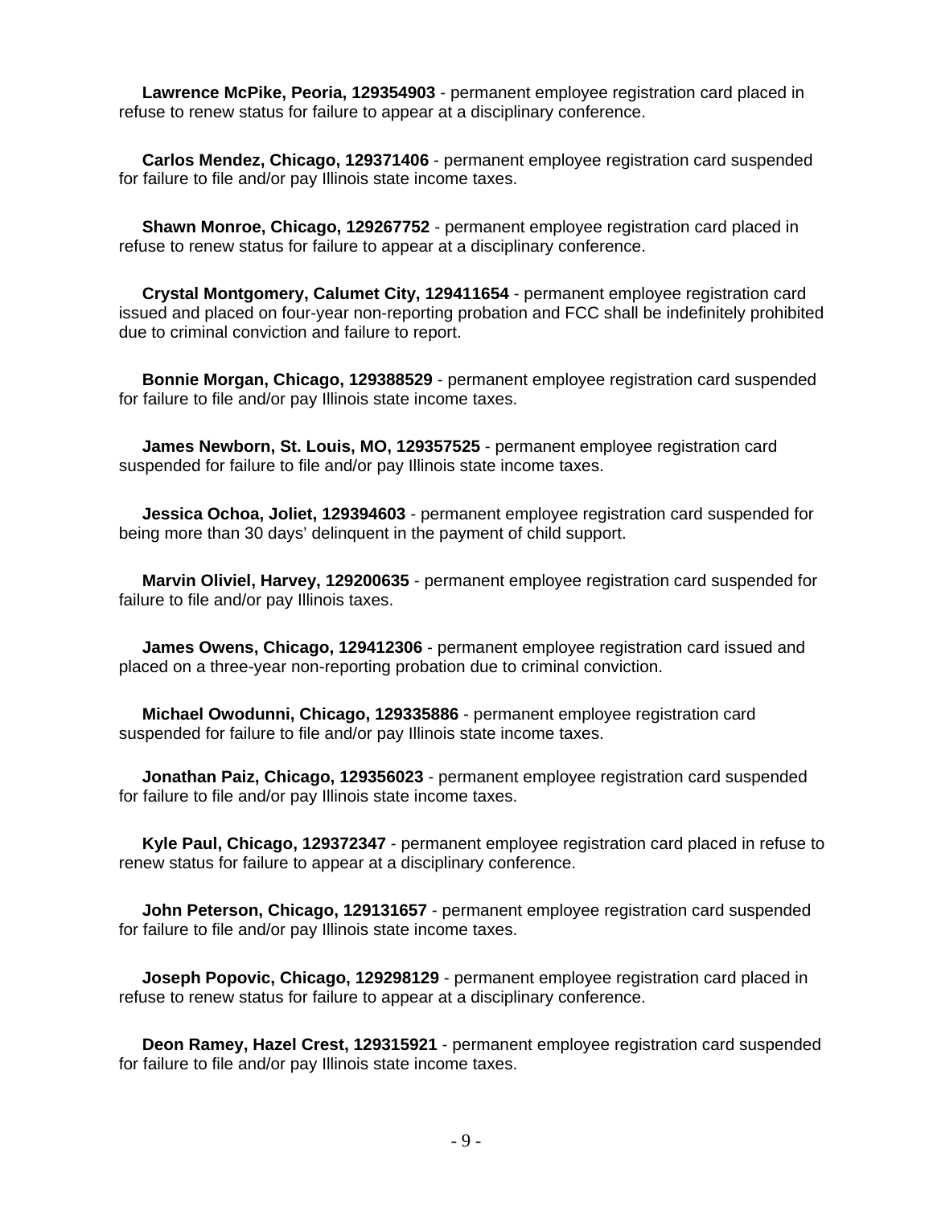**Lawrence McPike, Peoria, 129354903** - permanent employee registration card placed in refuse to renew status for failure to appear at a disciplinary conference.

**Carlos Mendez, Chicago, 129371406** - permanent employee registration card suspended for failure to file and/or pay Illinois state income taxes.

**Shawn Monroe, Chicago, 129267752** - permanent employee registration card placed in refuse to renew status for failure to appear at a disciplinary conference.

**Crystal Montgomery, Calumet City, 129411654** - permanent employee registration card issued and placed on four-year non-reporting probation and FCC shall be indefinitely prohibited due to criminal conviction and failure to report.

**Bonnie Morgan, Chicago, 129388529** - permanent employee registration card suspended for failure to file and/or pay Illinois state income taxes.

**James Newborn, St. Louis, MO, 129357525** - permanent employee registration card suspended for failure to file and/or pay Illinois state income taxes.

**Jessica Ochoa, Joliet, 129394603** - permanent employee registration card suspended for being more than 30 days' delinquent in the payment of child support.

**Marvin Oliviel, Harvey, 129200635** - permanent employee registration card suspended for failure to file and/or pay Illinois taxes.

**James Owens, Chicago, 129412306** - permanent employee registration card issued and placed on a three-year non-reporting probation due to criminal conviction.

**Michael Owodunni, Chicago, 129335886** - permanent employee registration card suspended for failure to file and/or pay Illinois state income taxes.

**Jonathan Paiz, Chicago, 129356023** - permanent employee registration card suspended for failure to file and/or pay Illinois state income taxes.

**Kyle Paul, Chicago, 129372347** - permanent employee registration card placed in refuse to renew status for failure to appear at a disciplinary conference.

**John Peterson, Chicago, 129131657** - permanent employee registration card suspended for failure to file and/or pay Illinois state income taxes.

**Joseph Popovic, Chicago, 129298129** - permanent employee registration card placed in refuse to renew status for failure to appear at a disciplinary conference.

**Deon Ramey, Hazel Crest, 129315921** - permanent employee registration card suspended for failure to file and/or pay Illinois state income taxes.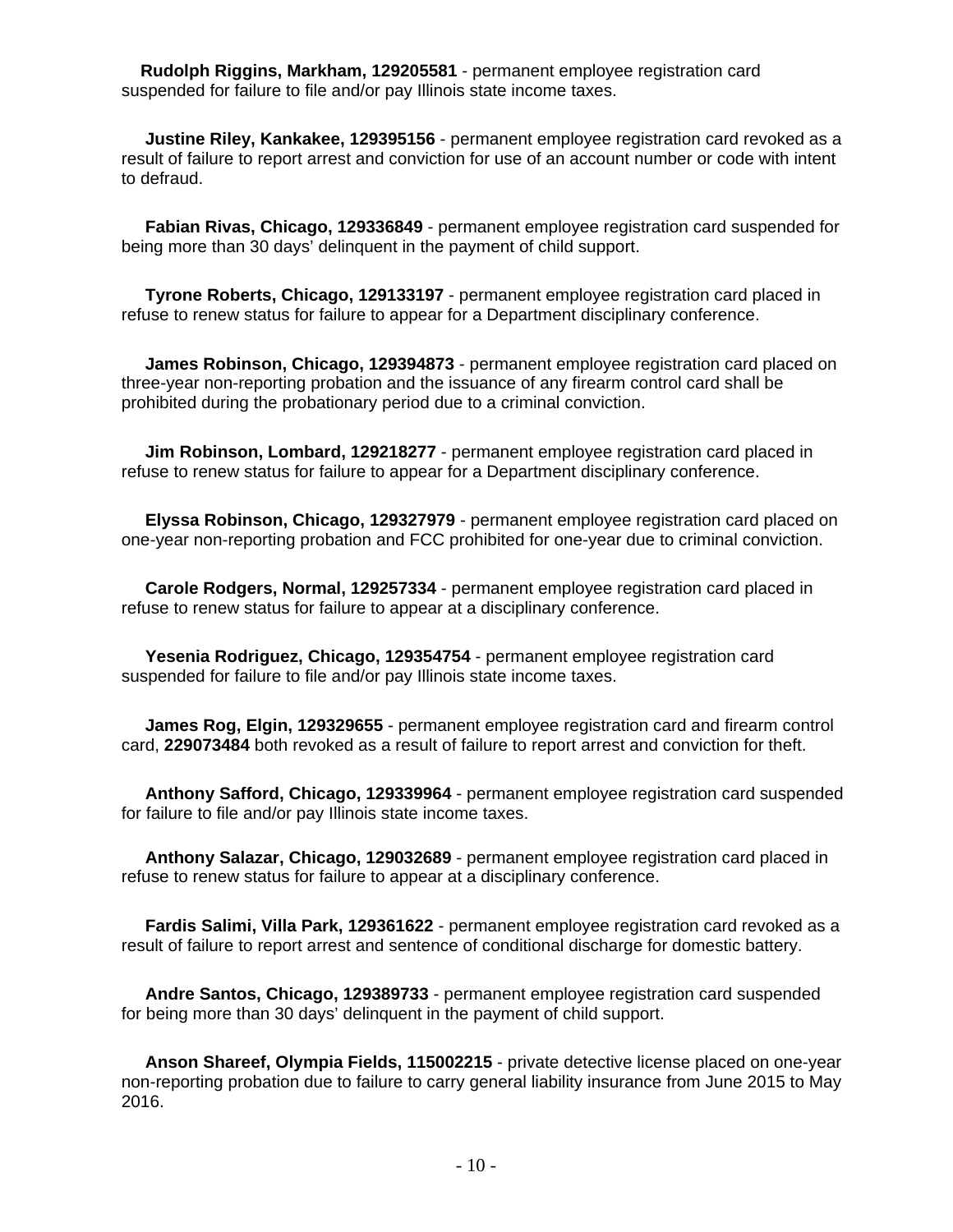**Rudolph Riggins, Markham, 129205581** - permanent employee registration card suspended for failure to file and/or pay Illinois state income taxes.

**Justine Riley, Kankakee, 129395156** - permanent employee registration card revoked as a result of failure to report arrest and conviction for use of an account number or code with intent to defraud.

**Fabian Rivas, Chicago, 129336849** - permanent employee registration card suspended for being more than 30 days' delinquent in the payment of child support.

**Tyrone Roberts, Chicago, 129133197** - permanent employee registration card placed in refuse to renew status for failure to appear for a Department disciplinary conference.

**James Robinson, Chicago, 129394873** - permanent employee registration card placed on three-year non-reporting probation and the issuance of any firearm control card shall be prohibited during the probationary period due to a criminal conviction.

**Jim Robinson, Lombard, 129218277** - permanent employee registration card placed in refuse to renew status for failure to appear for a Department disciplinary conference.

**Elyssa Robinson, Chicago, 129327979** - permanent employee registration card placed on one-year non-reporting probation and FCC prohibited for one-year due to criminal conviction.

**Carole Rodgers, Normal, 129257334** - permanent employee registration card placed in refuse to renew status for failure to appear at a disciplinary conference.

**Yesenia Rodriguez, Chicago, 129354754** - permanent employee registration card suspended for failure to file and/or pay Illinois state income taxes.

**James Rog, Elgin, 129329655** - permanent employee registration card and firearm control card, **229073484** both revoked as a result of failure to report arrest and conviction for theft.

**Anthony Safford, Chicago, 129339964** - permanent employee registration card suspended for failure to file and/or pay Illinois state income taxes.

**Anthony Salazar, Chicago, 129032689** - permanent employee registration card placed in refuse to renew status for failure to appear at a disciplinary conference.

**Fardis Salimi, Villa Park, 129361622** - permanent employee registration card revoked as a result of failure to report arrest and sentence of conditional discharge for domestic battery.

**Andre Santos, Chicago, 129389733** - permanent employee registration card suspended for being more than 30 days' delinquent in the payment of child support.

**Anson Shareef, Olympia Fields, 115002215** - private detective license placed on one-year non-reporting probation due to failure to carry general liability insurance from June 2015 to May 2016.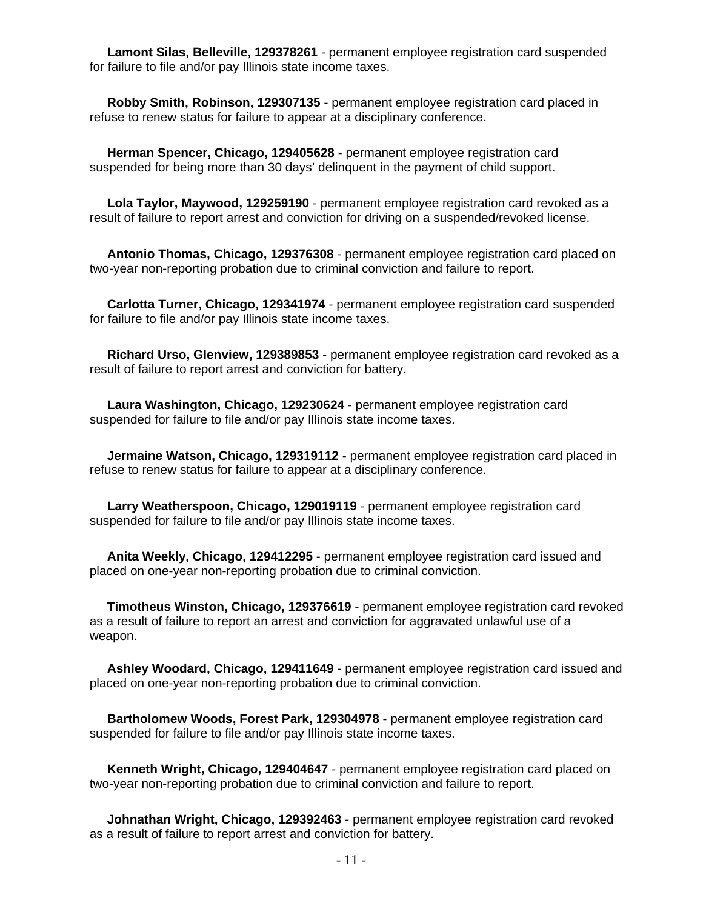**Lamont Silas, Belleville, 129378261** - permanent employee registration card suspended for failure to file and/or pay Illinois state income taxes.

**Robby Smith, Robinson, 129307135** - permanent employee registration card placed in refuse to renew status for failure to appear at a disciplinary conference.

**Herman Spencer, Chicago, 129405628** - permanent employee registration card suspended for being more than 30 days' delinquent in the payment of child support.

**Lola Taylor, Maywood, 129259190** - permanent employee registration card revoked as a result of failure to report arrest and conviction for driving on a suspended/revoked license.

**Antonio Thomas, Chicago, 129376308** - permanent employee registration card placed on two-year non-reporting probation due to criminal conviction and failure to report.

**Carlotta Turner, Chicago, 129341974** - permanent employee registration card suspended for failure to file and/or pay Illinois state income taxes.

**Richard Urso, Glenview, 129389853** - permanent employee registration card revoked as a result of failure to report arrest and conviction for battery.

**Laura Washington, Chicago, 129230624** - permanent employee registration card suspended for failure to file and/or pay Illinois state income taxes.

**Jermaine Watson, Chicago, 129319112** - permanent employee registration card placed in refuse to renew status for failure to appear at a disciplinary conference.

**Larry Weatherspoon, Chicago, 129019119** - permanent employee registration card suspended for failure to file and/or pay Illinois state income taxes.

**Anita Weekly, Chicago, 129412295** - permanent employee registration card issued and placed on one-year non-reporting probation due to criminal conviction.

**Timotheus Winston, Chicago, 129376619** - permanent employee registration card revoked as a result of failure to report an arrest and conviction for aggravated unlawful use of a weapon.

**Ashley Woodard, Chicago, 129411649** - permanent employee registration card issued and placed on one-year non-reporting probation due to criminal conviction.

**Bartholomew Woods, Forest Park, 129304978** - permanent employee registration card suspended for failure to file and/or pay Illinois state income taxes.

**Kenneth Wright, Chicago, 129404647** - permanent employee registration card placed on two-year non-reporting probation due to criminal conviction and failure to report.

**Johnathan Wright, Chicago, 129392463** - permanent employee registration card revoked as a result of failure to report arrest and conviction for battery.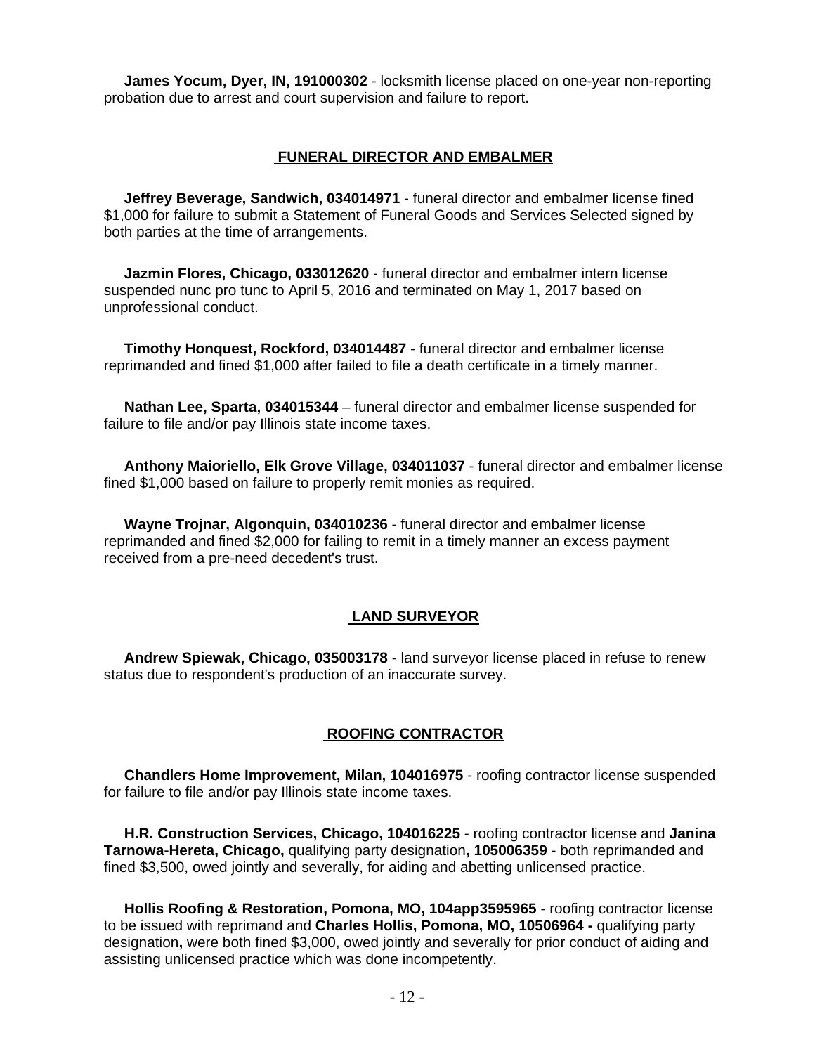**James Yocum, Dyer, IN, 191000302** - locksmith license placed on one-year non-reporting probation due to arrest and court supervision and failure to report.

## FUNERAL DIRECTOR AND EMBALMER

**Jeffrey Beverage, Sandwich, 034014971** - funeral director and embalmer license fined $1,000 for failure to submit a Statement of Funeral Goods and Services Selected signed by both parties at the time of arrangements.

**Jazmin Flores, Chicago, 033012620** - funeral director and embalmer intern license suspended nunc pro tunc to April 5, 2016 and terminated on May 1, 2017 based on unprofessional conduct.

**Timothy Honquest, Rockford, 034014487** - funeral director and embalmer license reprimanded and fined $1,000 after failed to file a death certificate in a timely manner.

**Nathan Lee, Sparta, 034015344** – funeral director and embalmer license suspended for failure to file and/or pay Illinois state income taxes.

**Anthony Maioriello, Elk Grove Village, 034011037** - funeral director and embalmer license fined $1,000 based on failure to properly remit monies as required.

**Wayne Trojnar, Algonquin, 034010236** - funeral director and embalmer license reprimanded and fined $2,000 for failing to remit in a timely manner an excess payment received from a pre-need decedent's trust.

## LAND SURVEYOR

**Andrew Spiewak, Chicago, 035003178** - land surveyor license placed in refuse to renew status due to respondent's production of an inaccurate survey.

## ROOFING CONTRACTOR

**Chandlers Home Improvement, Milan, 104016975** - roofing contractor license suspended for failure to file and/or pay Illinois state income taxes.

**H.R. Construction Services, Chicago, 104016225** - roofing contractor license and **Janina Tarnowa-Hereta, Chicago,** qualifying party designation**, 105006359** - both reprimanded and fined $3,500, owed jointly and severally, for aiding and abetting unlicensed practice.

**Hollis Roofing & Restoration, Pomona, MO, 104app3595965** - roofing contractor license to be issued with reprimand and **Charles Hollis, Pomona, MO, 10506964 -** qualifying party designation**,** were both fined $3,000, owed jointly and severally for prior conduct of aiding and assisting unlicensed practice which was done incompetently.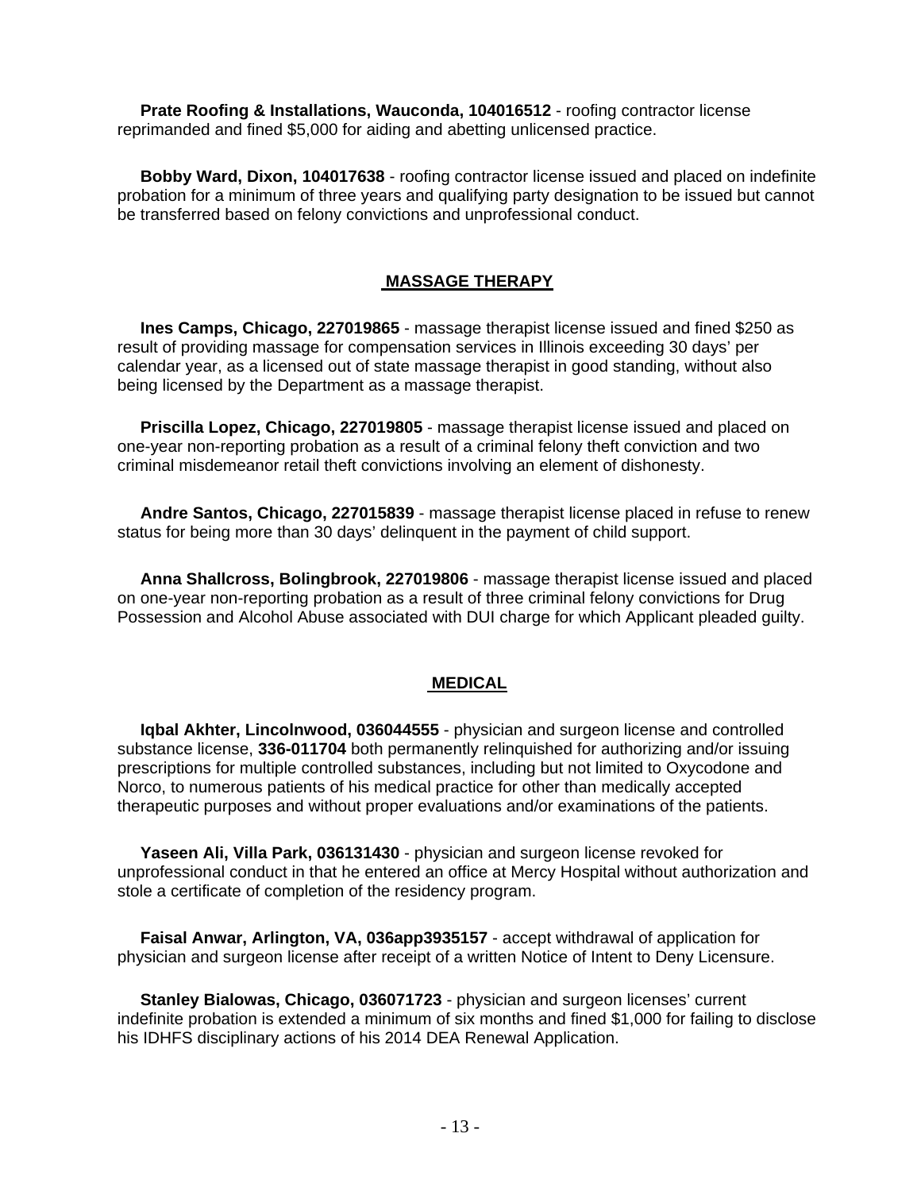**Prate Roofing & Installations, Wauconda, 104016512** - roofing contractor license reprimanded and fined $5,000 for aiding and abetting unlicensed practice.

**Bobby Ward, Dixon, 104017638** - roofing contractor license issued and placed on indefinite probation for a minimum of three years and qualifying party designation to be issued but cannot be transferred based on felony convictions and unprofessional conduct.

## MASSAGE THERAPY

**Ines Camps, Chicago, 227019865** - massage therapist license issued and fined $250 as result of providing massage for compensation services in Illinois exceeding 30 days' per calendar year, as a licensed out of state massage therapist in good standing, without also being licensed by the Department as a massage therapist.

**Priscilla Lopez, Chicago, 227019805** - massage therapist license issued and placed on one-year non-reporting probation as a result of a criminal felony theft conviction and two criminal misdemeanor retail theft convictions involving an element of dishonesty.

**Andre Santos, Chicago, 227015839** - massage therapist license placed in refuse to renew status for being more than 30 days' delinquent in the payment of child support.

**Anna Shallcross, Bolingbrook, 227019806** - massage therapist license issued and placed on one-year non-reporting probation as a result of three criminal felony convictions for Drug Possession and Alcohol Abuse associated with DUI charge for which Applicant pleaded guilty.

## MEDICAL

**Iqbal Akhter, Lincolnwood, 036044555** - physician and surgeon license and controlled substance license, **336-011704** both permanently relinquished for authorizing and/or issuing prescriptions for multiple controlled substances, including but not limited to Oxycodone and Norco, to numerous patients of his medical practice for other than medically accepted therapeutic purposes and without proper evaluations and/or examinations of the patients.

**Yaseen Ali, Villa Park, 036131430** - physician and surgeon license revoked for unprofessional conduct in that he entered an office at Mercy Hospital without authorization and stole a certificate of completion of the residency program.

**Faisal Anwar, Arlington, VA, 036app3935157** - accept withdrawal of application for physician and surgeon license after receipt of a written Notice of Intent to Deny Licensure.

**Stanley Bialowas, Chicago, 036071723** - physician and surgeon licenses' current indefinite probation is extended a minimum of six months and fined $1,000 for failing to disclose his IDHFS disciplinary actions of his 2014 DEA Renewal Application.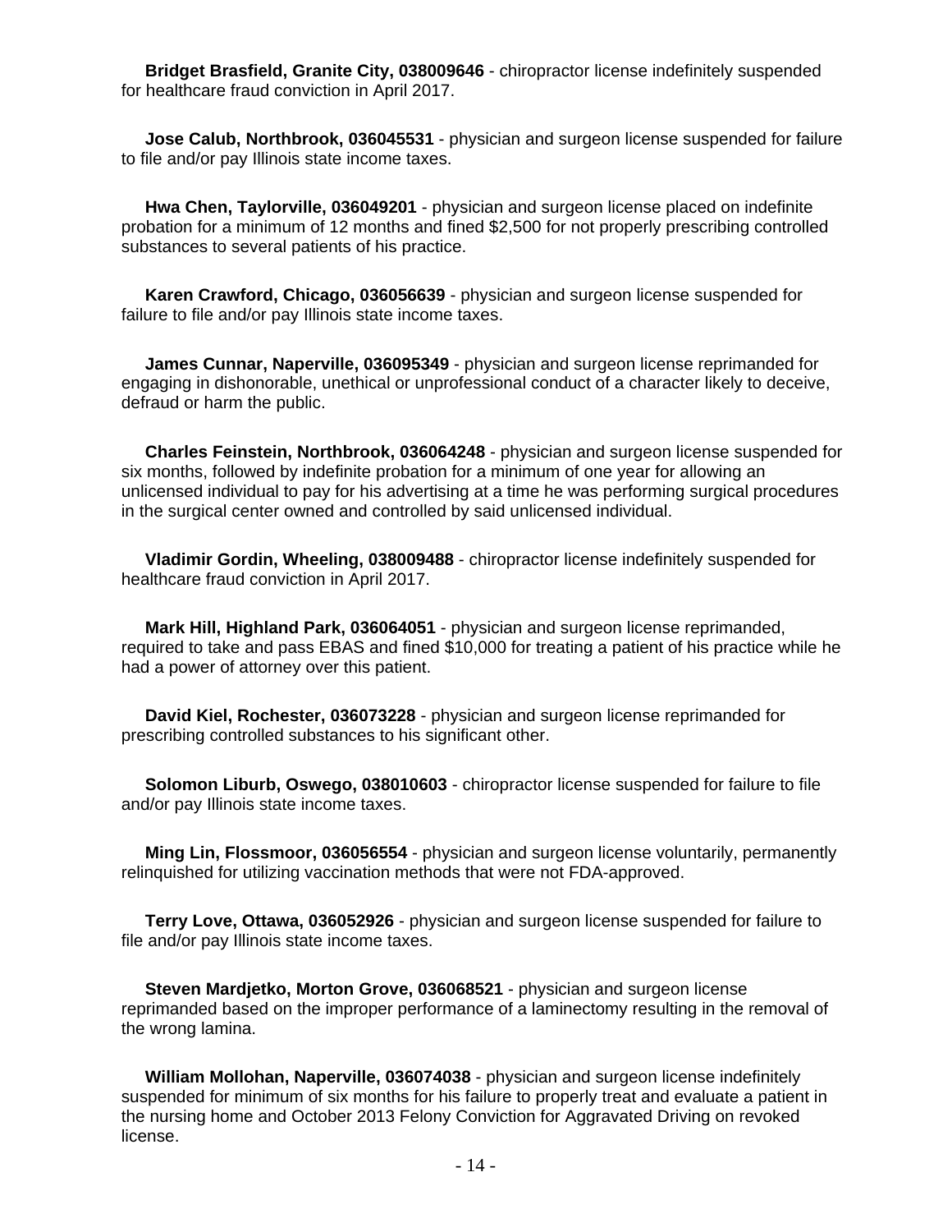**Bridget Brasfield, Granite City, 038009646** - chiropractor license indefinitely suspended for healthcare fraud conviction in April 2017.

**Jose Calub, Northbrook, 036045531** - physician and surgeon license suspended for failure to file and/or pay Illinois state income taxes.

**Hwa Chen, Taylorville, 036049201** - physician and surgeon license placed on indefinite probation for a minimum of 12 months and fined $2,500 for not properly prescribing controlled substances to several patients of his practice.

**Karen Crawford, Chicago, 036056639** - physician and surgeon license suspended for failure to file and/or pay Illinois state income taxes.

**James Cunnar, Naperville, 036095349** - physician and surgeon license reprimanded for engaging in dishonorable, unethical or unprofessional conduct of a character likely to deceive, defraud or harm the public.

**Charles Feinstein, Northbrook, 036064248** - physician and surgeon license suspended for six months, followed by indefinite probation for a minimum of one year for allowing an unlicensed individual to pay for his advertising at a time he was performing surgical procedures in the surgical center owned and controlled by said unlicensed individual.

**Vladimir Gordin, Wheeling, 038009488** - chiropractor license indefinitely suspended for healthcare fraud conviction in April 2017.

**Mark Hill, Highland Park, 036064051** - physician and surgeon license reprimanded, required to take and pass EBAS and fined $10,000 for treating a patient of his practice while he had a power of attorney over this patient.

**David Kiel, Rochester, 036073228** - physician and surgeon license reprimanded for prescribing controlled substances to his significant other.

**Solomon Liburb, Oswego, 038010603** - chiropractor license suspended for failure to file and/or pay Illinois state income taxes.

**Ming Lin, Flossmoor, 036056554** - physician and surgeon license voluntarily, permanently relinquished for utilizing vaccination methods that were not FDA-approved.

**Terry Love, Ottawa, 036052926** - physician and surgeon license suspended for failure to file and/or pay Illinois state income taxes.

**Steven Mardjetko, Morton Grove, 036068521** - physician and surgeon license reprimanded based on the improper performance of a laminectomy resulting in the removal of the wrong lamina.

**William Mollohan, Naperville, 036074038** - physician and surgeon license indefinitely suspended for minimum of six months for his failure to properly treat and evaluate a patient in the nursing home and October 2013 Felony Conviction for Aggravated Driving on revoked license.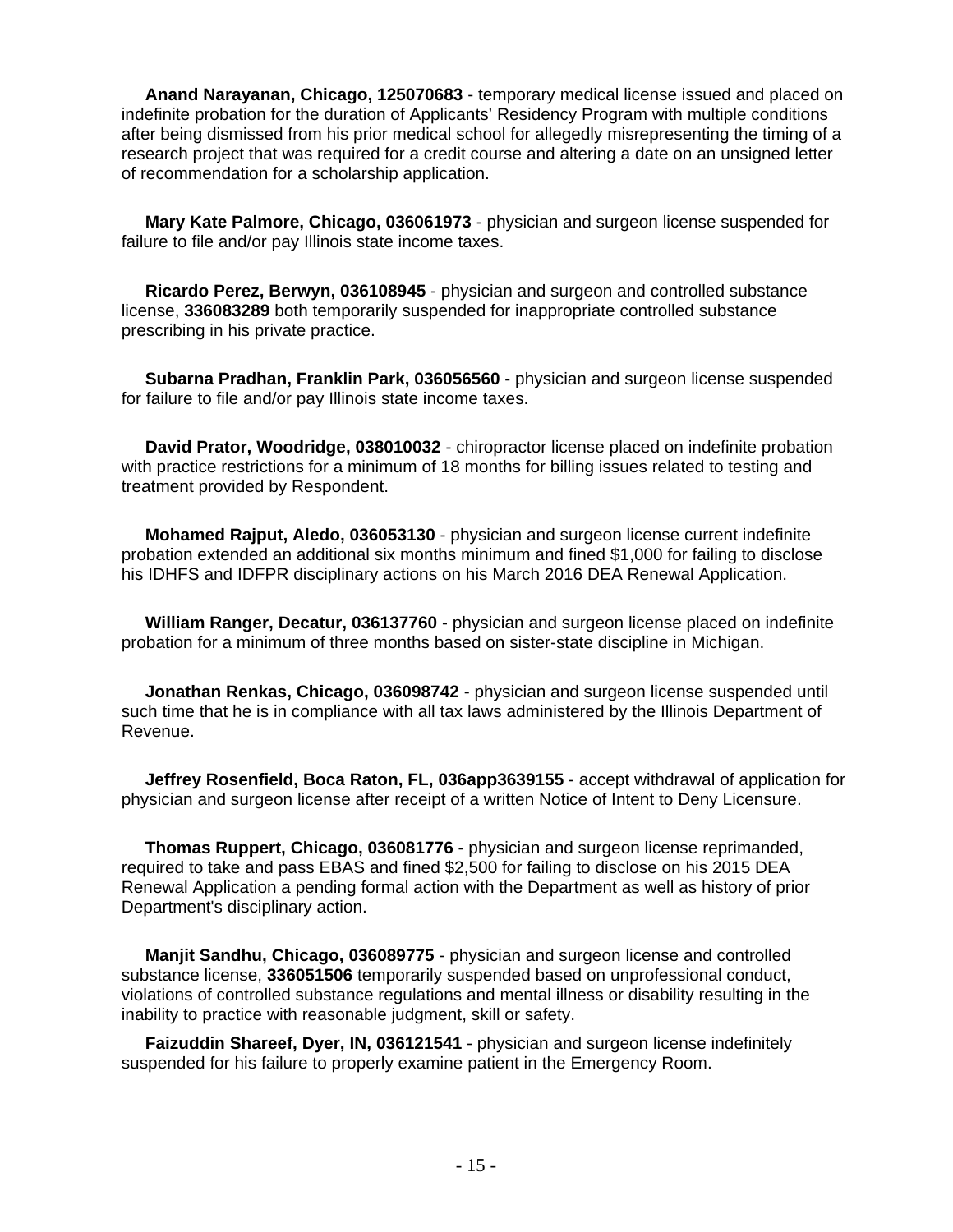**Anand Narayanan, Chicago, 125070683** - temporary medical license issued and placed on indefinite probation for the duration of Applicants' Residency Program with multiple conditions after being dismissed from his prior medical school for allegedly misrepresenting the timing of a research project that was required for a credit course and altering a date on an unsigned letter of recommendation for a scholarship application.

**Mary Kate Palmore, Chicago, 036061973** - physician and surgeon license suspended for failure to file and/or pay Illinois state income taxes.

**Ricardo Perez, Berwyn, 036108945** - physician and surgeon and controlled substance license, **336083289** both temporarily suspended for inappropriate controlled substance prescribing in his private practice.

**Subarna Pradhan, Franklin Park, 036056560** - physician and surgeon license suspended for failure to file and/or pay Illinois state income taxes.

**David Prator, Woodridge, 038010032** - chiropractor license placed on indefinite probation with practice restrictions for a minimum of 18 months for billing issues related to testing and treatment provided by Respondent.

**Mohamed Rajput, Aledo, 036053130** - physician and surgeon license current indefinite probation extended an additional six months minimum and fined $1,000 for failing to disclose his IDHFS and IDFPR disciplinary actions on his March 2016 DEA Renewal Application.

**William Ranger, Decatur, 036137760** - physician and surgeon license placed on indefinite probation for a minimum of three months based on sister-state discipline in Michigan.

**Jonathan Renkas, Chicago, 036098742** - physician and surgeon license suspended until such time that he is in compliance with all tax laws administered by the Illinois Department of Revenue.

**Jeffrey Rosenfield, Boca Raton, FL, 036app3639155** - accept withdrawal of application for physician and surgeon license after receipt of a written Notice of Intent to Deny Licensure.

**Thomas Ruppert, Chicago, 036081776** - physician and surgeon license reprimanded, required to take and pass EBAS and fined $2,500 for failing to disclose on his 2015 DEA Renewal Application a pending formal action with the Department as well as history of prior Department's disciplinary action.

**Manjit Sandhu, Chicago, 036089775** - physician and surgeon license and controlled substance license, **336051506** temporarily suspended based on unprofessional conduct, violations of controlled substance regulations and mental illness or disability resulting in the inability to practice with reasonable judgment, skill or safety.

**Faizuddin Shareef, Dyer, IN, 036121541** - physician and surgeon license indefinitely suspended for his failure to properly examine patient in the Emergency Room.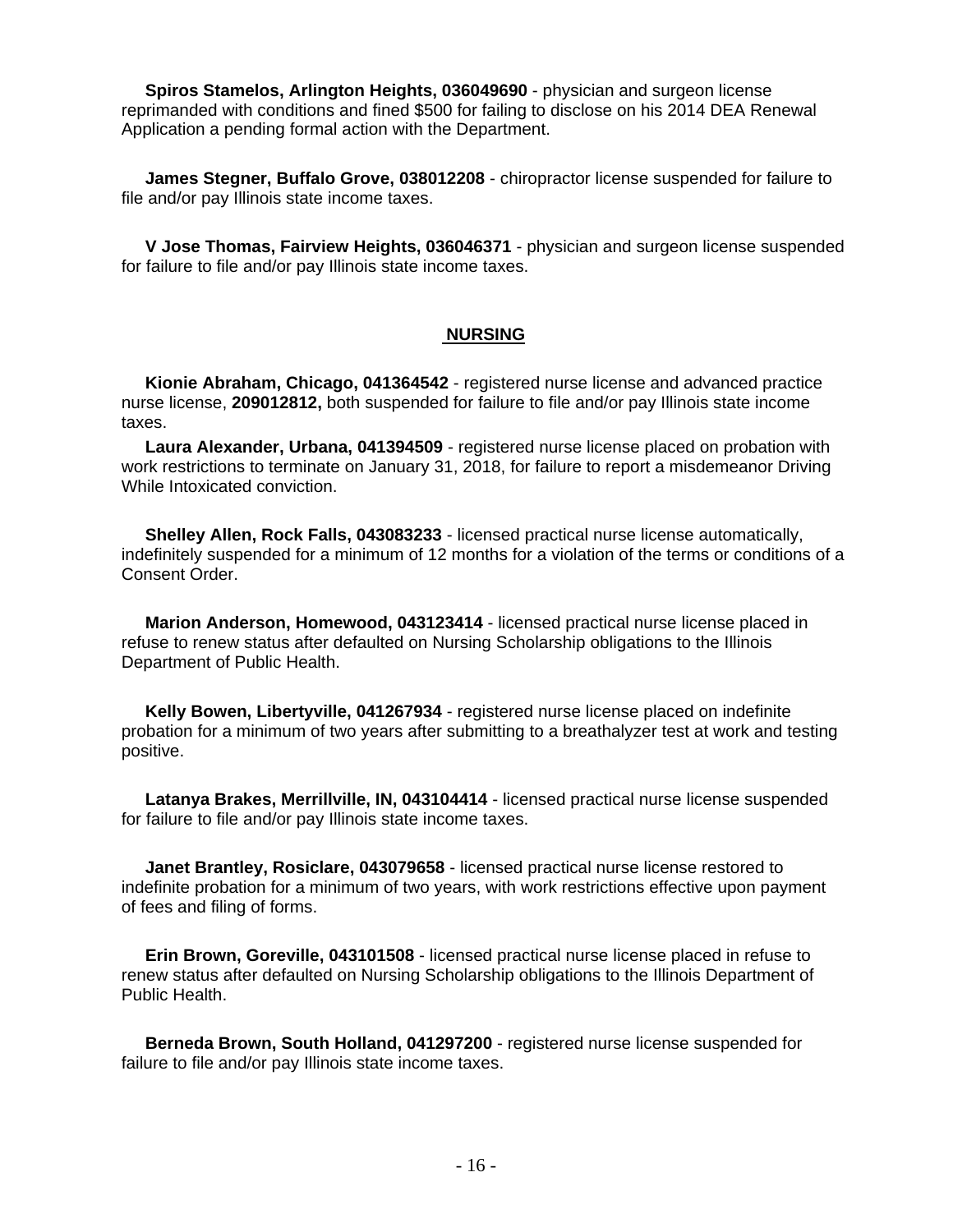**Spiros Stamelos, Arlington Heights, 036049690** - physician and surgeon license reprimanded with conditions and fined $500 for failing to disclose on his 2014 DEA Renewal Application a pending formal action with the Department.

**James Stegner, Buffalo Grove, 038012208** - chiropractor license suspended for failure to file and/or pay Illinois state income taxes.

**V Jose Thomas, Fairview Heights, 036046371** - physician and surgeon license suspended for failure to file and/or pay Illinois state income taxes.

## NURSING

**Kionie Abraham, Chicago, 041364542** - registered nurse license and advanced practice nurse license, **209012812,** both suspended for failure to file and/or pay Illinois state income taxes.

**Laura Alexander, Urbana, 041394509** - registered nurse license placed on probation with work restrictions to terminate on January 31, 2018, for failure to report a misdemeanor Driving While Intoxicated conviction.

**Shelley Allen, Rock Falls, 043083233** - licensed practical nurse license automatically, indefinitely suspended for a minimum of 12 months for a violation of the terms or conditions of a Consent Order.

**Marion Anderson, Homewood, 043123414** - licensed practical nurse license placed in refuse to renew status after defaulted on Nursing Scholarship obligations to the Illinois Department of Public Health.

**Kelly Bowen, Libertyville, 041267934** - registered nurse license placed on indefinite probation for a minimum of two years after submitting to a breathalyzer test at work and testing positive.

**Latanya Brakes, Merrillville, IN, 043104414** - licensed practical nurse license suspended for failure to file and/or pay Illinois state income taxes.

**Janet Brantley, Rosiclare, 043079658** - licensed practical nurse license restored to indefinite probation for a minimum of two years, with work restrictions effective upon payment of fees and filing of forms.

**Erin Brown, Goreville, 043101508** - licensed practical nurse license placed in refuse to renew status after defaulted on Nursing Scholarship obligations to the Illinois Department of Public Health.

**Berneda Brown, South Holland, 041297200** - registered nurse license suspended for failure to file and/or pay Illinois state income taxes.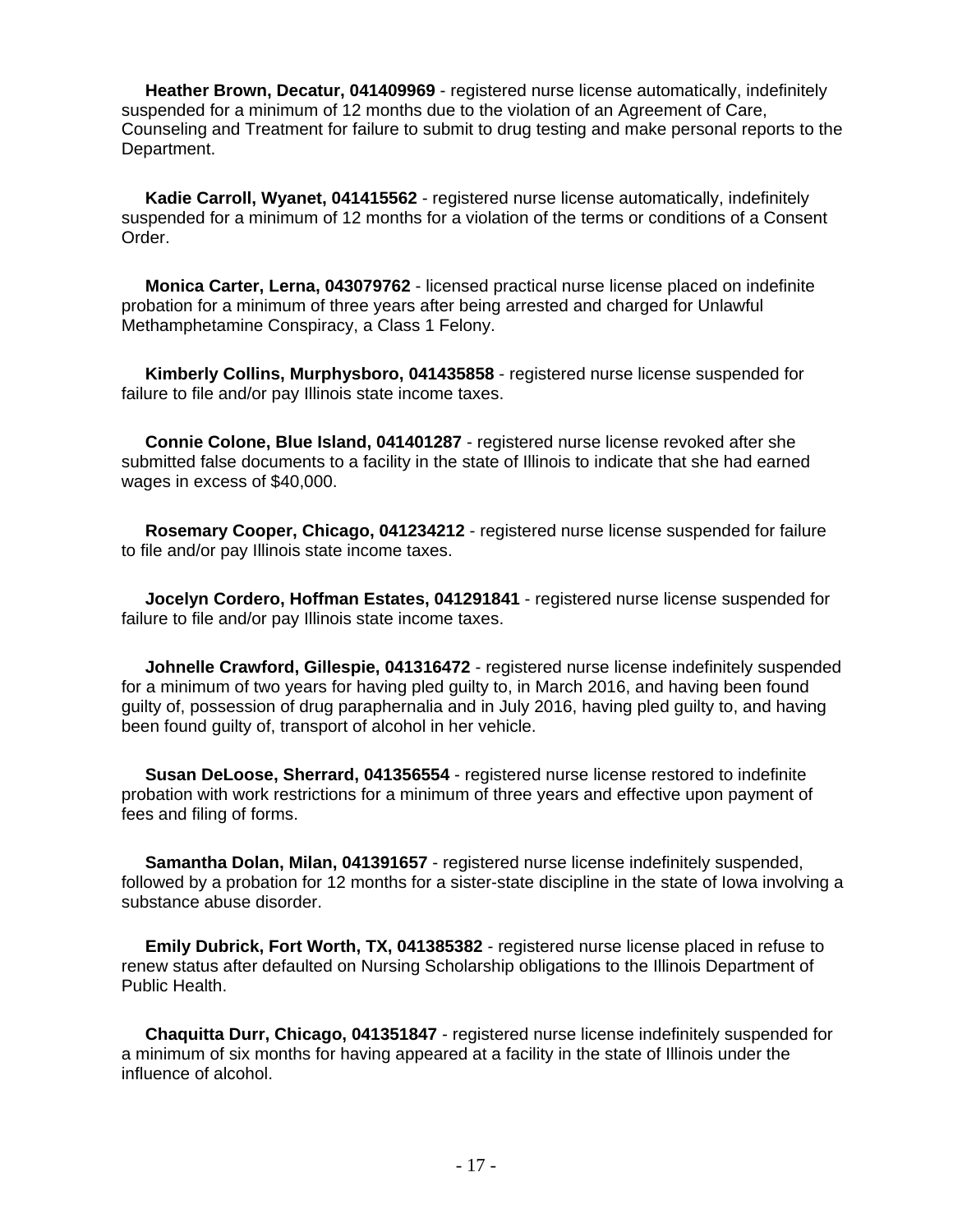**Heather Brown, Decatur, 041409969** - registered nurse license automatically, indefinitely suspended for a minimum of 12 months due to the violation of an Agreement of Care, Counseling and Treatment for failure to submit to drug testing and make personal reports to the Department.

**Kadie Carroll, Wyanet, 041415562** - registered nurse license automatically, indefinitely suspended for a minimum of 12 months for a violation of the terms or conditions of a Consent Order.

**Monica Carter, Lerna, 043079762** - licensed practical nurse license placed on indefinite probation for a minimum of three years after being arrested and charged for Unlawful Methamphetamine Conspiracy, a Class 1 Felony.

**Kimberly Collins, Murphysboro, 041435858** - registered nurse license suspended for failure to file and/or pay Illinois state income taxes.

**Connie Colone, Blue Island, 041401287** - registered nurse license revoked after she submitted false documents to a facility in the state of Illinois to indicate that she had earned wages in excess of $40,000.

**Rosemary Cooper, Chicago, 041234212** - registered nurse license suspended for failure to file and/or pay Illinois state income taxes.

**Jocelyn Cordero, Hoffman Estates, 041291841** - registered nurse license suspended for failure to file and/or pay Illinois state income taxes.

**Johnelle Crawford, Gillespie, 041316472** - registered nurse license indefinitely suspended for a minimum of two years for having pled guilty to, in March 2016, and having been found guilty of, possession of drug paraphernalia and in July 2016, having pled guilty to, and having been found guilty of, transport of alcohol in her vehicle.

**Susan DeLoose, Sherrard, 041356554** - registered nurse license restored to indefinite probation with work restrictions for a minimum of three years and effective upon payment of fees and filing of forms.

**Samantha Dolan, Milan, 041391657** - registered nurse license indefinitely suspended, followed by a probation for 12 months for a sister-state discipline in the state of Iowa involving a substance abuse disorder.

**Emily Dubrick, Fort Worth, TX, 041385382** - registered nurse license placed in refuse to renew status after defaulted on Nursing Scholarship obligations to the Illinois Department of Public Health.

**Chaquitta Durr, Chicago, 041351847** - registered nurse license indefinitely suspended for a minimum of six months for having appeared at a facility in the state of Illinois under the influence of alcohol.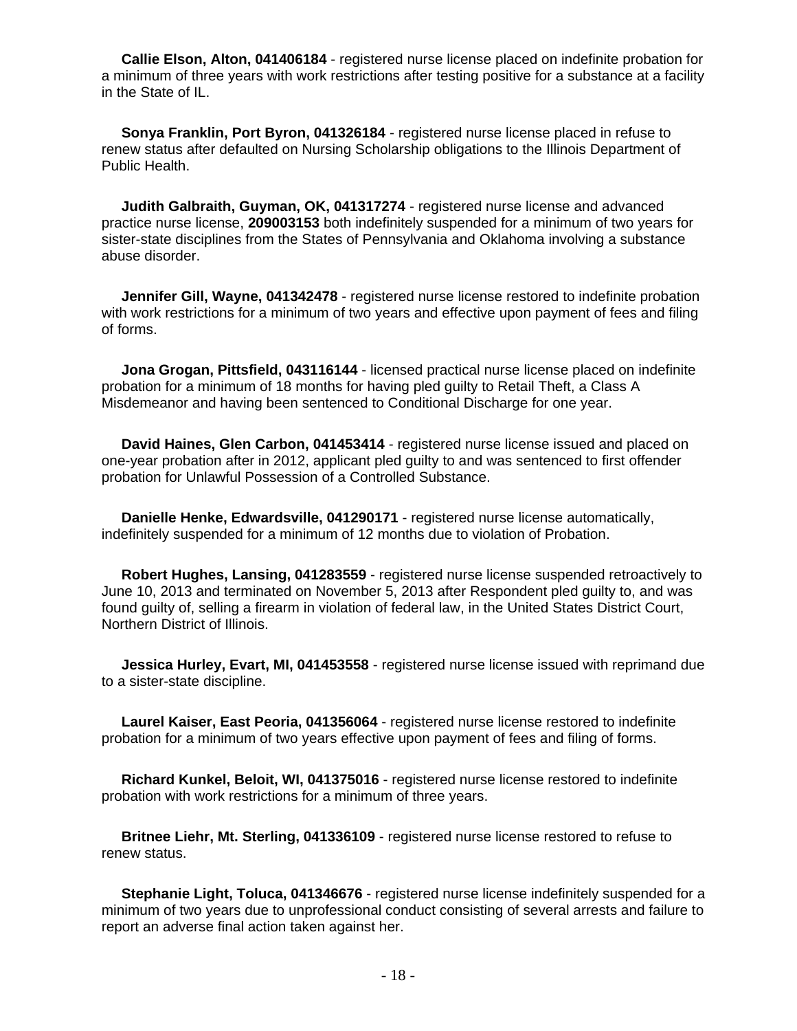**Callie Elson, Alton, 041406184** - registered nurse license placed on indefinite probation for a minimum of three years with work restrictions after testing positive for a substance at a facility in the State of IL.

**Sonya Franklin, Port Byron, 041326184** - registered nurse license placed in refuse to renew status after defaulted on Nursing Scholarship obligations to the Illinois Department of Public Health.

**Judith Galbraith, Guyman, OK, 041317274** - registered nurse license and advanced practice nurse license, **209003153** both indefinitely suspended for a minimum of two years for sister-state disciplines from the States of Pennsylvania and Oklahoma involving a substance abuse disorder.

**Jennifer Gill, Wayne, 041342478** - registered nurse license restored to indefinite probation with work restrictions for a minimum of two years and effective upon payment of fees and filing of forms.

**Jona Grogan, Pittsfield, 043116144** - licensed practical nurse license placed on indefinite probation for a minimum of 18 months for having pled guilty to Retail Theft, a Class A Misdemeanor and having been sentenced to Conditional Discharge for one year.

**David Haines, Glen Carbon, 041453414** - registered nurse license issued and placed on one-year probation after in 2012, applicant pled guilty to and was sentenced to first offender probation for Unlawful Possession of a Controlled Substance.

**Danielle Henke, Edwardsville, 041290171** - registered nurse license automatically, indefinitely suspended for a minimum of 12 months due to violation of Probation.

**Robert Hughes, Lansing, 041283559** - registered nurse license suspended retroactively to June 10, 2013 and terminated on November 5, 2013 after Respondent pled guilty to, and was found guilty of, selling a firearm in violation of federal law, in the United States District Court, Northern District of Illinois.

**Jessica Hurley, Evart, MI, 041453558** - registered nurse license issued with reprimand due to a sister-state discipline.

**Laurel Kaiser, East Peoria, 041356064** - registered nurse license restored to indefinite probation for a minimum of two years effective upon payment of fees and filing of forms.

**Richard Kunkel, Beloit, WI, 041375016** - registered nurse license restored to indefinite probation with work restrictions for a minimum of three years.

**Britnee Liehr, Mt. Sterling, 041336109** - registered nurse license restored to refuse to renew status.

**Stephanie Light, Toluca, 041346676** - registered nurse license indefinitely suspended for a minimum of two years due to unprofessional conduct consisting of several arrests and failure to report an adverse final action taken against her.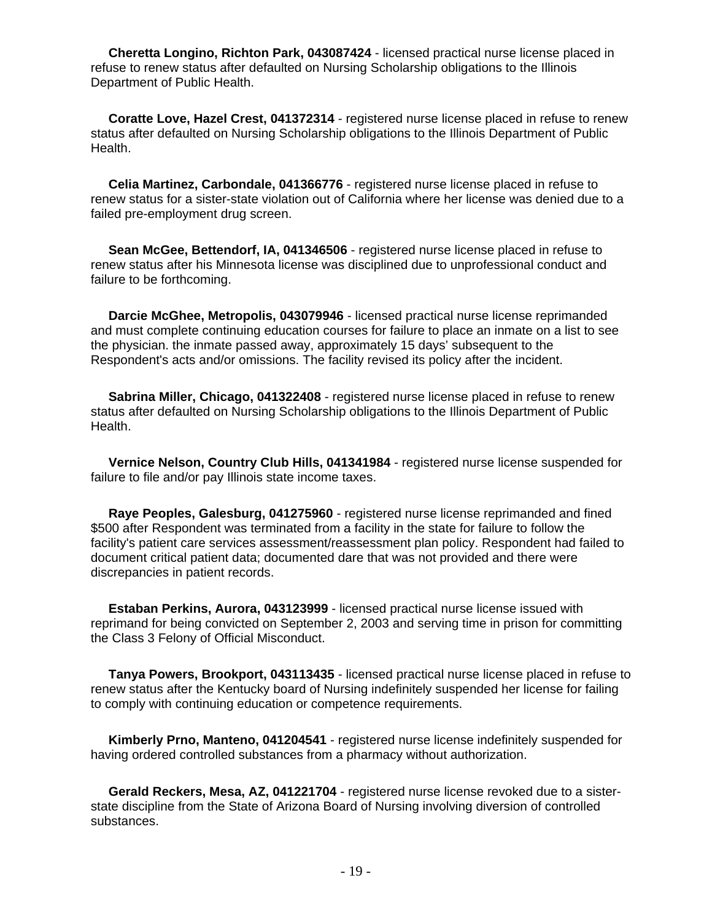**Cheretta Longino, Richton Park, 043087424** - licensed practical nurse license placed in refuse to renew status after defaulted on Nursing Scholarship obligations to the Illinois Department of Public Health.

**Coratte Love, Hazel Crest, 041372314** - registered nurse license placed in refuse to renew status after defaulted on Nursing Scholarship obligations to the Illinois Department of Public Health.

**Celia Martinez, Carbondale, 041366776** - registered nurse license placed in refuse to renew status for a sister-state violation out of California where her license was denied due to a failed pre-employment drug screen.

**Sean McGee, Bettendorf, IA, 041346506** - registered nurse license placed in refuse to renew status after his Minnesota license was disciplined due to unprofessional conduct and failure to be forthcoming.

**Darcie McGhee, Metropolis, 043079946** - licensed practical nurse license reprimanded and must complete continuing education courses for failure to place an inmate on a list to see the physician. the inmate passed away, approximately 15 days' subsequent to the Respondent's acts and/or omissions. The facility revised its policy after the incident.

**Sabrina Miller, Chicago, 041322408** - registered nurse license placed in refuse to renew status after defaulted on Nursing Scholarship obligations to the Illinois Department of Public Health.

**Vernice Nelson, Country Club Hills, 041341984** - registered nurse license suspended for failure to file and/or pay Illinois state income taxes.

**Raye Peoples, Galesburg, 041275960** - registered nurse license reprimanded and fined $500 after Respondent was terminated from a facility in the state for failure to follow the facility's patient care services assessment/reassessment plan policy. Respondent had failed to document critical patient data; documented dare that was not provided and there were discrepancies in patient records.

**Estaban Perkins, Aurora, 043123999** - licensed practical nurse license issued with reprimand for being convicted on September 2, 2003 and serving time in prison for committing the Class 3 Felony of Official Misconduct.

**Tanya Powers, Brookport, 043113435** - licensed practical nurse license placed in refuse to renew status after the Kentucky board of Nursing indefinitely suspended her license for failing to comply with continuing education or competence requirements.

**Kimberly Prno, Manteno, 041204541** - registered nurse license indefinitely suspended for having ordered controlled substances from a pharmacy without authorization.

**Gerald Reckers, Mesa, AZ, 041221704** - registered nurse license revoked due to a sister-state discipline from the State of Arizona Board of Nursing involving diversion of controlled substances.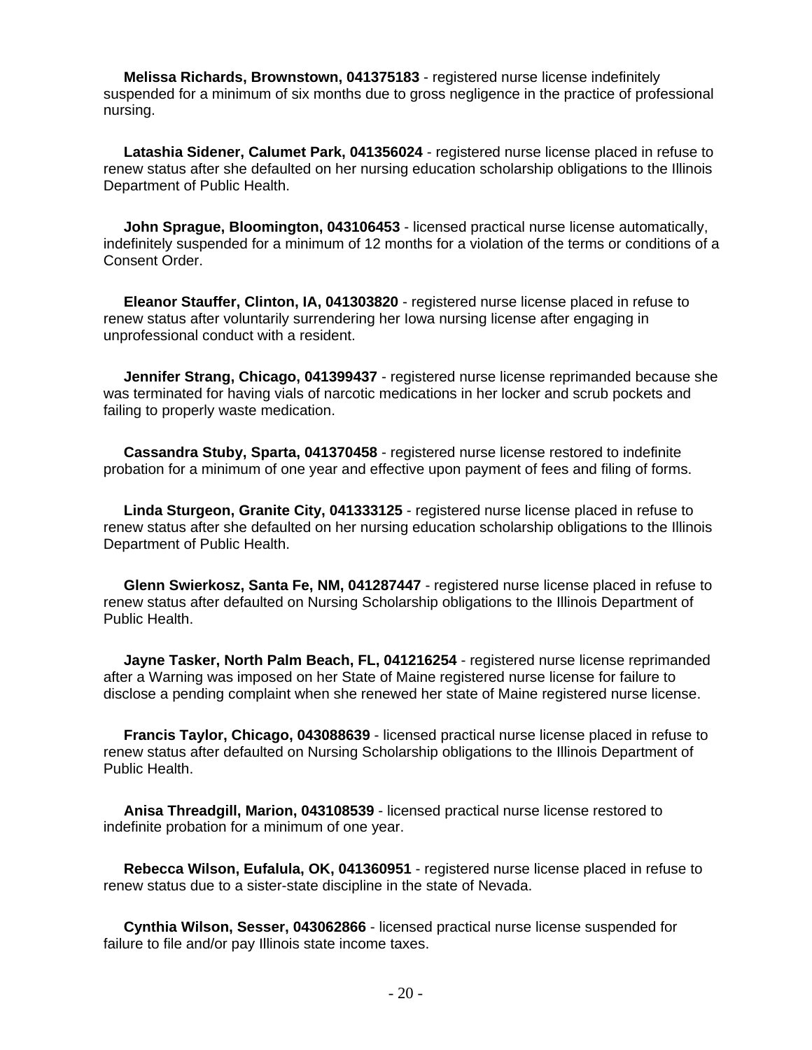**Melissa Richards, Brownstown, 041375183** - registered nurse license indefinitely suspended for a minimum of six months due to gross negligence in the practice of professional nursing.

**Latashia Sidener, Calumet Park, 041356024** - registered nurse license placed in refuse to renew status after she defaulted on her nursing education scholarship obligations to the Illinois Department of Public Health.

**John Sprague, Bloomington, 043106453** - licensed practical nurse license automatically, indefinitely suspended for a minimum of 12 months for a violation of the terms or conditions of a Consent Order.

**Eleanor Stauffer, Clinton, IA, 041303820** - registered nurse license placed in refuse to renew status after voluntarily surrendering her Iowa nursing license after engaging in unprofessional conduct with a resident.

**Jennifer Strang, Chicago, 041399437** - registered nurse license reprimanded because she was terminated for having vials of narcotic medications in her locker and scrub pockets and failing to properly waste medication.

**Cassandra Stuby, Sparta, 041370458** - registered nurse license restored to indefinite probation for a minimum of one year and effective upon payment of fees and filing of forms.

**Linda Sturgeon, Granite City, 041333125** - registered nurse license placed in refuse to renew status after she defaulted on her nursing education scholarship obligations to the Illinois Department of Public Health.

**Glenn Swierkosz, Santa Fe, NM, 041287447** - registered nurse license placed in refuse to renew status after defaulted on Nursing Scholarship obligations to the Illinois Department of Public Health.

**Jayne Tasker, North Palm Beach, FL, 041216254** - registered nurse license reprimanded after a Warning was imposed on her State of Maine registered nurse license for failure to disclose a pending complaint when she renewed her state of Maine registered nurse license.

**Francis Taylor, Chicago, 043088639** - licensed practical nurse license placed in refuse to renew status after defaulted on Nursing Scholarship obligations to the Illinois Department of Public Health.

**Anisa Threadgill, Marion, 043108539** - licensed practical nurse license restored to indefinite probation for a minimum of one year.

**Rebecca Wilson, Eufalula, OK, 041360951** - registered nurse license placed in refuse to renew status due to a sister-state discipline in the state of Nevada.

**Cynthia Wilson, Sesser, 043062866** - licensed practical nurse license suspended for failure to file and/or pay Illinois state income taxes.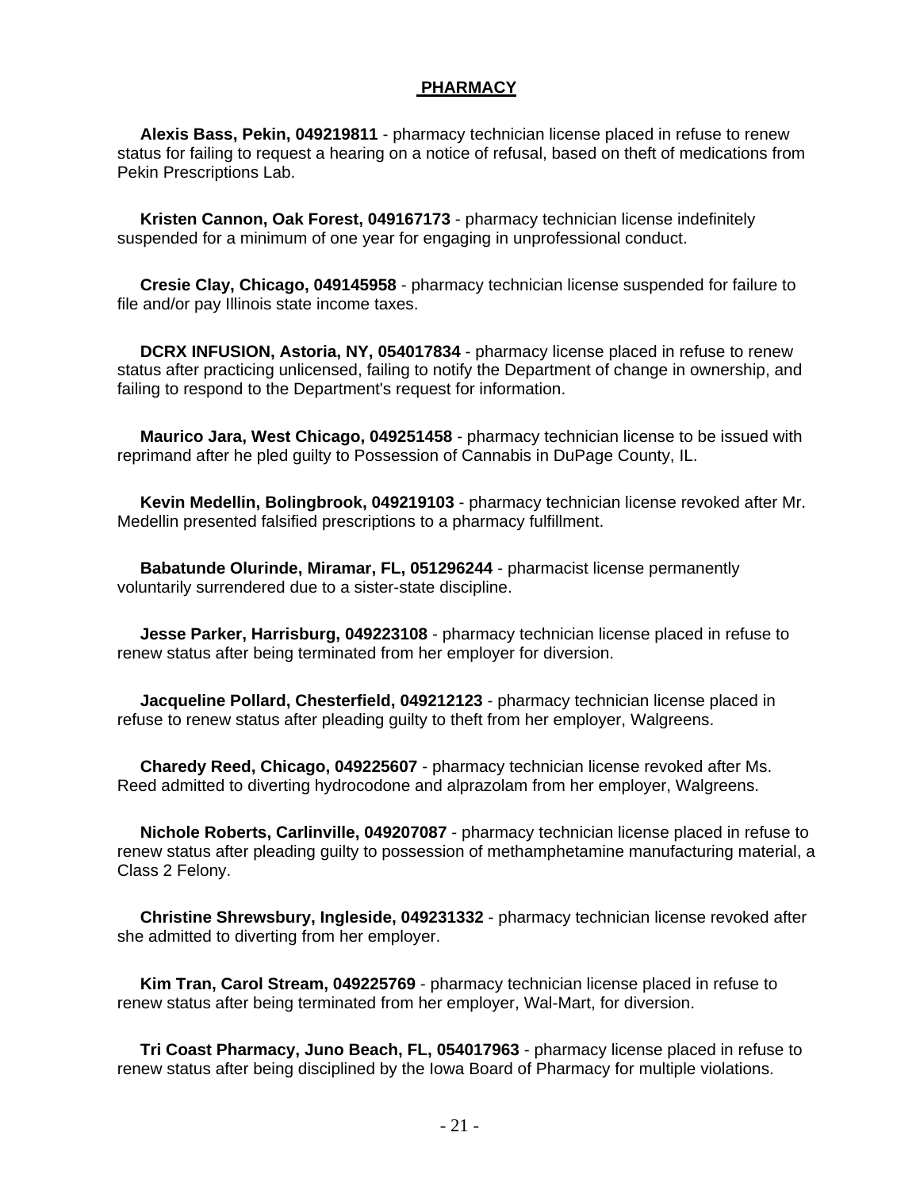## PHARMACY

**Alexis Bass, Pekin, 049219811** - pharmacy technician license placed in refuse to renew status for failing to request a hearing on a notice of refusal, based on theft of medications from Pekin Prescriptions Lab.

**Kristen Cannon, Oak Forest, 049167173** - pharmacy technician license indefinitely suspended for a minimum of one year for engaging in unprofessional conduct.

**Cresie Clay, Chicago, 049145958** - pharmacy technician license suspended for failure to file and/or pay Illinois state income taxes.

**DCRX INFUSION, Astoria, NY, 054017834** - pharmacy license placed in refuse to renew status after practicing unlicensed, failing to notify the Department of change in ownership, and failing to respond to the Department's request for information.

**Maurico Jara, West Chicago, 049251458** - pharmacy technician license to be issued with reprimand after he pled guilty to Possession of Cannabis in DuPage County, IL.

**Kevin Medellin, Bolingbrook, 049219103** - pharmacy technician license revoked after Mr. Medellin presented falsified prescriptions to a pharmacy fulfillment.

**Babatunde Olurinde, Miramar, FL, 051296244** - pharmacist license permanently voluntarily surrendered due to a sister-state discipline.

**Jesse Parker, Harrisburg, 049223108** - pharmacy technician license placed in refuse to renew status after being terminated from her employer for diversion.

**Jacqueline Pollard, Chesterfield, 049212123** - pharmacy technician license placed in refuse to renew status after pleading guilty to theft from her employer, Walgreens.

**Charedy Reed, Chicago, 049225607** - pharmacy technician license revoked after Ms. Reed admitted to diverting hydrocodone and alprazolam from her employer, Walgreens.

**Nichole Roberts, Carlinville, 049207087** - pharmacy technician license placed in refuse to renew status after pleading guilty to possession of methamphetamine manufacturing material, a Class 2 Felony.

**Christine Shrewsbury, Ingleside, 049231332** - pharmacy technician license revoked after she admitted to diverting from her employer.

**Kim Tran, Carol Stream, 049225769** - pharmacy technician license placed in refuse to renew status after being terminated from her employer, Wal-Mart, for diversion.

**Tri Coast Pharmacy, Juno Beach, FL, 054017963** - pharmacy license placed in refuse to renew status after being disciplined by the Iowa Board of Pharmacy for multiple violations.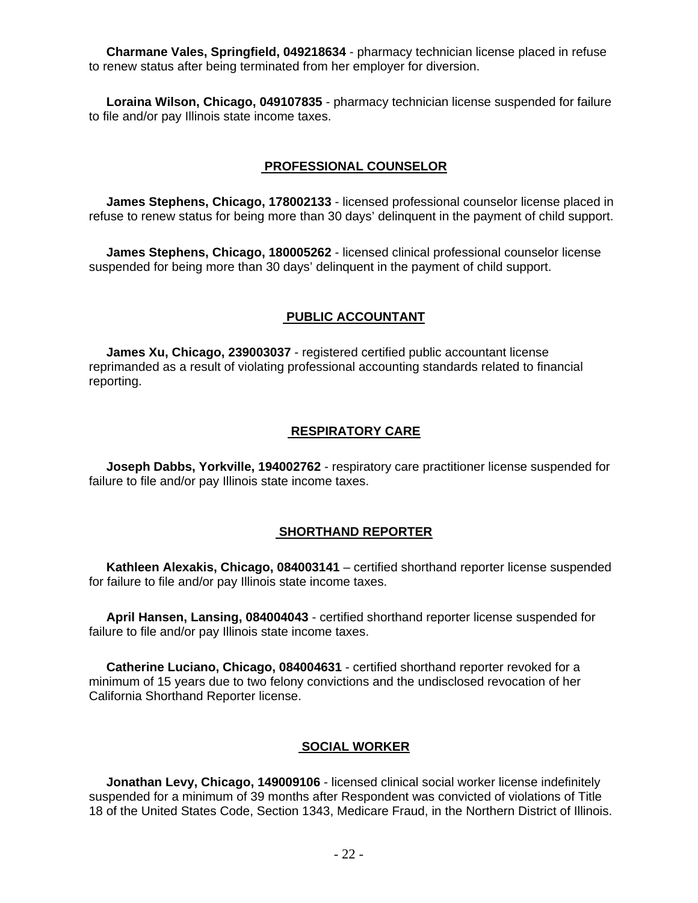**Charmane Vales, Springfield, 049218634** - pharmacy technician license placed in refuse to renew status after being terminated from her employer for diversion.

**Loraina Wilson, Chicago, 049107835** - pharmacy technician license suspended for failure to file and/or pay Illinois state income taxes.

## PROFESSIONAL COUNSELOR

**James Stephens, Chicago, 178002133** - licensed professional counselor license placed in refuse to renew status for being more than 30 days' delinquent in the payment of child support.

**James Stephens, Chicago, 180005262** - licensed clinical professional counselor license suspended for being more than 30 days' delinquent in the payment of child support.

## PUBLIC ACCOUNTANT

**James Xu, Chicago, 239003037** - registered certified public accountant license reprimanded as a result of violating professional accounting standards related to financial reporting.

## RESPIRATORY CARE

**Joseph Dabbs, Yorkville, 194002762** - respiratory care practitioner license suspended for failure to file and/or pay Illinois state income taxes.

## SHORTHAND REPORTER

**Kathleen Alexakis, Chicago, 084003141** – certified shorthand reporter license suspended for failure to file and/or pay Illinois state income taxes.

**April Hansen, Lansing, 084004043** - certified shorthand reporter license suspended for failure to file and/or pay Illinois state income taxes.

**Catherine Luciano, Chicago, 084004631** - certified shorthand reporter revoked for a minimum of 15 years due to two felony convictions and the undisclosed revocation of her California Shorthand Reporter license.

## SOCIAL WORKER

**Jonathan Levy, Chicago, 149009106** - licensed clinical social worker license indefinitely suspended for a minimum of 39 months after Respondent was convicted of violations of Title 18 of the United States Code, Section 1343, Medicare Fraud, in the Northern District of Illinois.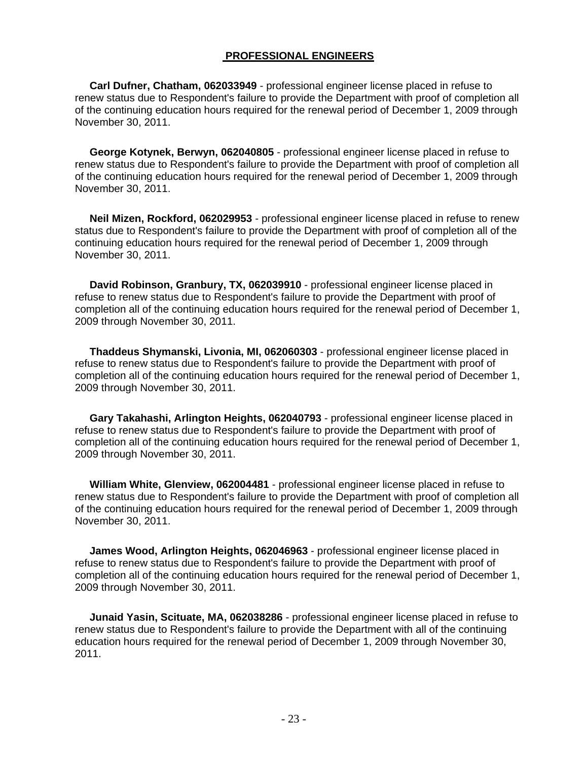## PROFESSIONAL ENGINEERS

**Carl Dufner, Chatham, 062033949** - professional engineer license placed in refuse to renew status due to Respondent's failure to provide the Department with proof of completion all of the continuing education hours required for the renewal period of December 1, 2009 through November 30, 2011.

**George Kotynek, Berwyn, 062040805** - professional engineer license placed in refuse to renew status due to Respondent's failure to provide the Department with proof of completion all of the continuing education hours required for the renewal period of December 1, 2009 through November 30, 2011.

**Neil Mizen, Rockford, 062029953** - professional engineer license placed in refuse to renew status due to Respondent's failure to provide the Department with proof of completion all of the continuing education hours required for the renewal period of December 1, 2009 through November 30, 2011.

**David Robinson, Granbury, TX, 062039910** - professional engineer license placed in refuse to renew status due to Respondent's failure to provide the Department with proof of completion all of the continuing education hours required for the renewal period of December 1, 2009 through November 30, 2011.

**Thaddeus Shymanski, Livonia, MI, 062060303** - professional engineer license placed in refuse to renew status due to Respondent's failure to provide the Department with proof of completion all of the continuing education hours required for the renewal period of December 1, 2009 through November 30, 2011.

**Gary Takahashi, Arlington Heights, 062040793** - professional engineer license placed in refuse to renew status due to Respondent's failure to provide the Department with proof of completion all of the continuing education hours required for the renewal period of December 1, 2009 through November 30, 2011.

**William White, Glenview, 062004481** - professional engineer license placed in refuse to renew status due to Respondent's failure to provide the Department with proof of completion all of the continuing education hours required for the renewal period of December 1, 2009 through November 30, 2011.

**James Wood, Arlington Heights, 062046963** - professional engineer license placed in refuse to renew status due to Respondent's failure to provide the Department with proof of completion all of the continuing education hours required for the renewal period of December 1, 2009 through November 30, 2011.

**Junaid Yasin, Scituate, MA, 062038286** - professional engineer license placed in refuse to renew status due to Respondent's failure to provide the Department with all of the continuing education hours required for the renewal period of December 1, 2009 through November 30, 2011.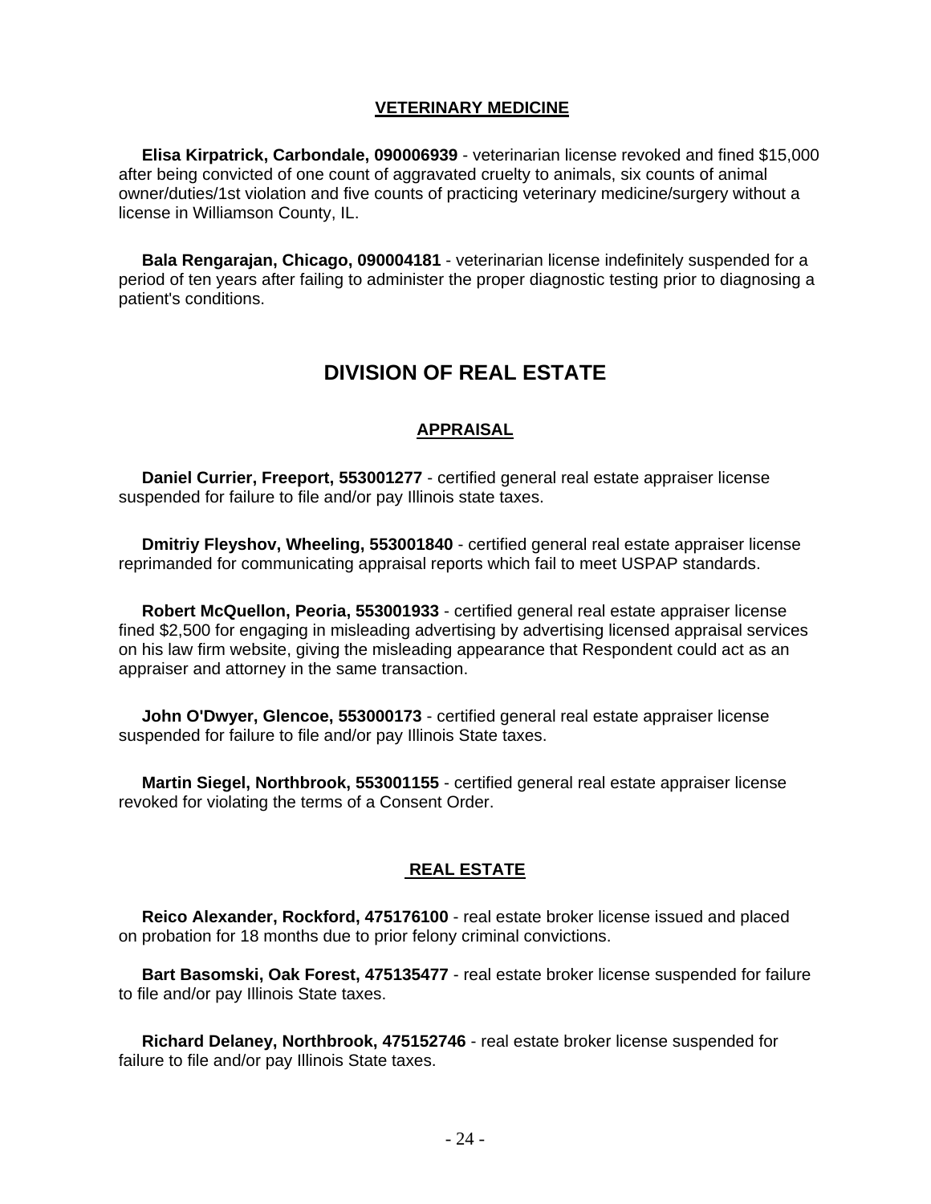### VETERINARY MEDICINE

**Elisa Kirpatrick, Carbondale, 090006939** - veterinarian license revoked and fined $15,000 after being convicted of one count of aggravated cruelty to animals, six counts of animal owner/duties/1st violation and five counts of practicing veterinary medicine/surgery without a license in Williamson County, IL.

**Bala Rengarajan, Chicago, 090004181** - veterinarian license indefinitely suspended for a period of ten years after failing to administer the proper diagnostic testing prior to diagnosing a patient's conditions.

## DIVISION OF REAL ESTATE

### APPRAISAL

**Daniel Currier, Freeport, 553001277** - certified general real estate appraiser license suspended for failure to file and/or pay Illinois state taxes.

**Dmitriy Fleyshov, Wheeling, 553001840** - certified general real estate appraiser license reprimanded for communicating appraisal reports which fail to meet USPAP standards.

**Robert McQuellon, Peoria, 553001933** - certified general real estate appraiser license fined $2,500 for engaging in misleading advertising by advertising licensed appraisal services on his law firm website, giving the misleading appearance that Respondent could act as an appraiser and attorney in the same transaction.

**John O'Dwyer, Glencoe, 553000173** - certified general real estate appraiser license suspended for failure to file and/or pay Illinois State taxes.

**Martin Siegel, Northbrook, 553001155** - certified general real estate appraiser license revoked for violating the terms of a Consent Order.

### REAL ESTATE

**Reico Alexander, Rockford, 475176100** - real estate broker license issued and placed on probation for 18 months due to prior felony criminal convictions.

**Bart Basomski, Oak Forest, 475135477** - real estate broker license suspended for failure to file and/or pay Illinois State taxes.

**Richard Delaney, Northbrook, 475152746** - real estate broker license suspended for failure to file and/or pay Illinois State taxes.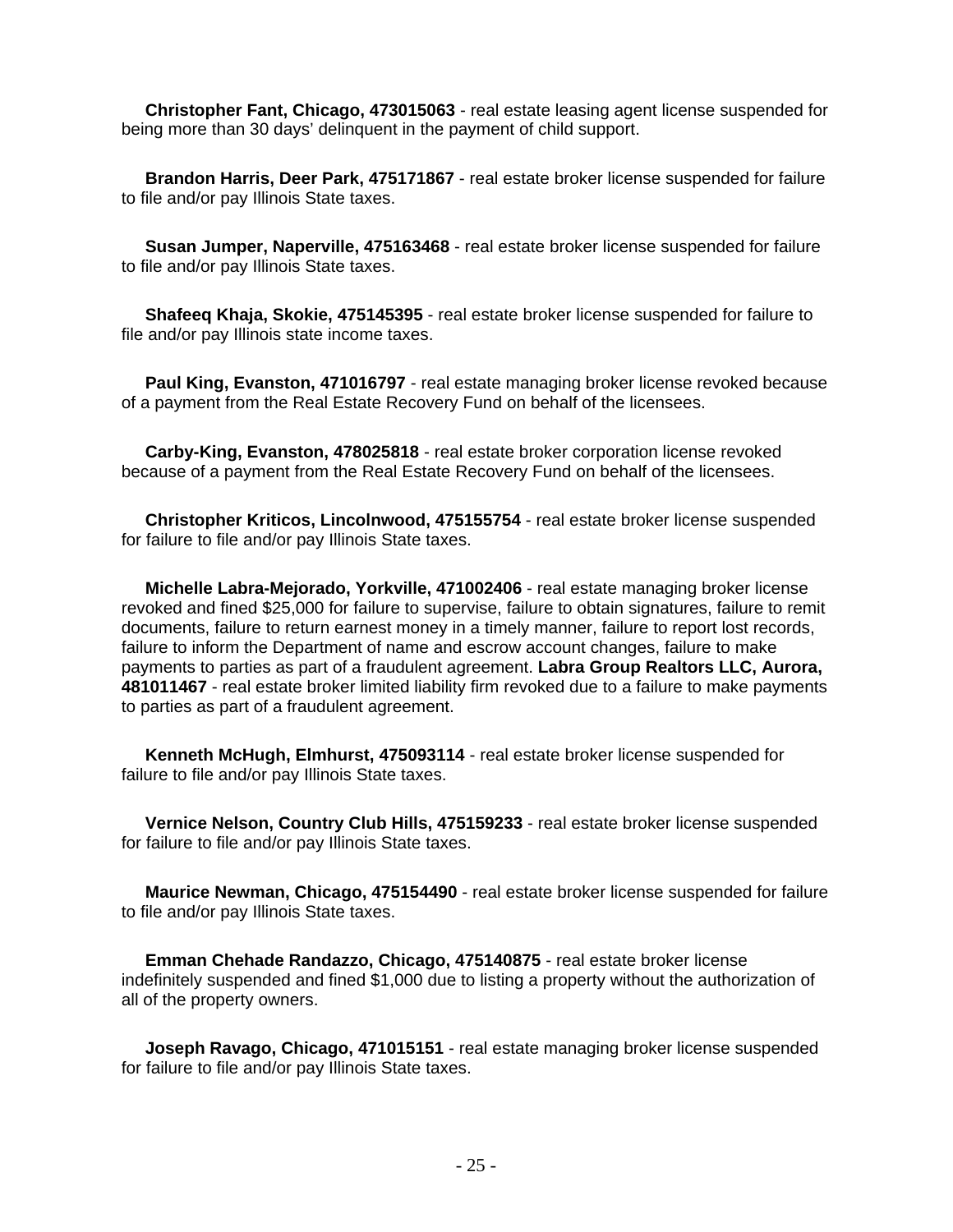**Christopher Fant, Chicago, 473015063** - real estate leasing agent license suspended for being more than 30 days' delinquent in the payment of child support.

**Brandon Harris, Deer Park, 475171867** - real estate broker license suspended for failure to file and/or pay Illinois State taxes.

**Susan Jumper, Naperville, 475163468** - real estate broker license suspended for failure to file and/or pay Illinois State taxes.

**Shafeeq Khaja, Skokie, 475145395** - real estate broker license suspended for failure to file and/or pay Illinois state income taxes.

**Paul King, Evanston, 471016797** - real estate managing broker license revoked because of a payment from the Real Estate Recovery Fund on behalf of the licensees.

**Carby-King, Evanston, 478025818** - real estate broker corporation license revoked because of a payment from the Real Estate Recovery Fund on behalf of the licensees.

**Christopher Kriticos, Lincolnwood, 475155754** - real estate broker license suspended for failure to file and/or pay Illinois State taxes.

**Michelle Labra-Mejorado, Yorkville, 471002406** - real estate managing broker license revoked and fined $25,000 for failure to supervise, failure to obtain signatures, failure to remit documents, failure to return earnest money in a timely manner, failure to report lost records, failure to inform the Department of name and escrow account changes, failure to make payments to parties as part of a fraudulent agreement. **Labra Group Realtors LLC, Aurora, 481011467** - real estate broker limited liability firm revoked due to a failure to make payments to parties as part of a fraudulent agreement.

**Kenneth McHugh, Elmhurst, 475093114** - real estate broker license suspended for failure to file and/or pay Illinois State taxes.

**Vernice Nelson, Country Club Hills, 475159233** - real estate broker license suspended for failure to file and/or pay Illinois State taxes.

**Maurice Newman, Chicago, 475154490** - real estate broker license suspended for failure to file and/or pay Illinois State taxes.

**Emman Chehade Randazzo, Chicago, 475140875** - real estate broker license indefinitely suspended and fined $1,000 due to listing a property without the authorization of all of the property owners.

**Joseph Ravago, Chicago, 471015151** - real estate managing broker license suspended for failure to file and/or pay Illinois State taxes.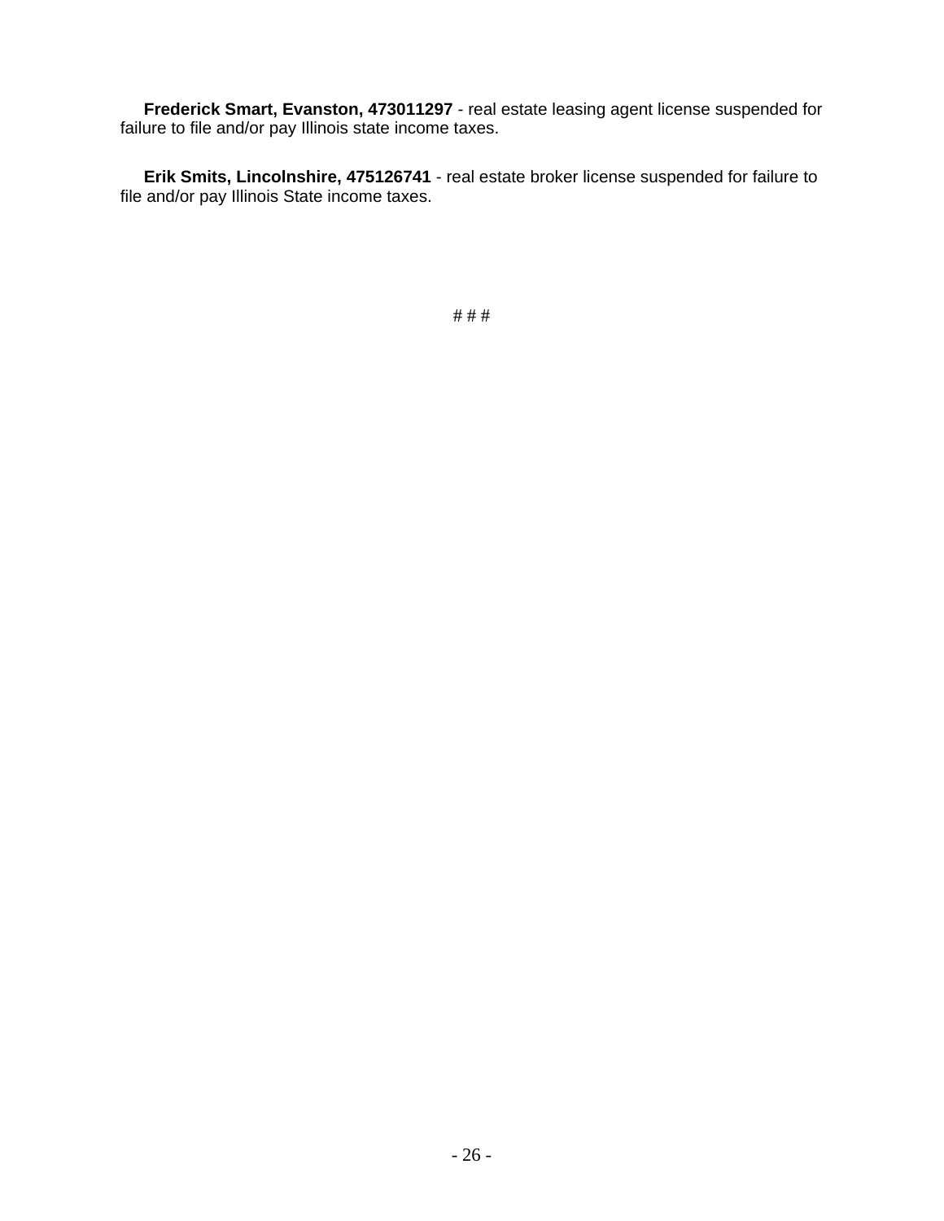**Frederick Smart, Evanston, 473011297** - real estate leasing agent license suspended for failure to file and/or pay Illinois state income taxes.

**Erik Smits, Lincolnshire, 475126741** - real estate broker license suspended for failure to file and/or pay Illinois State income taxes.

# # #